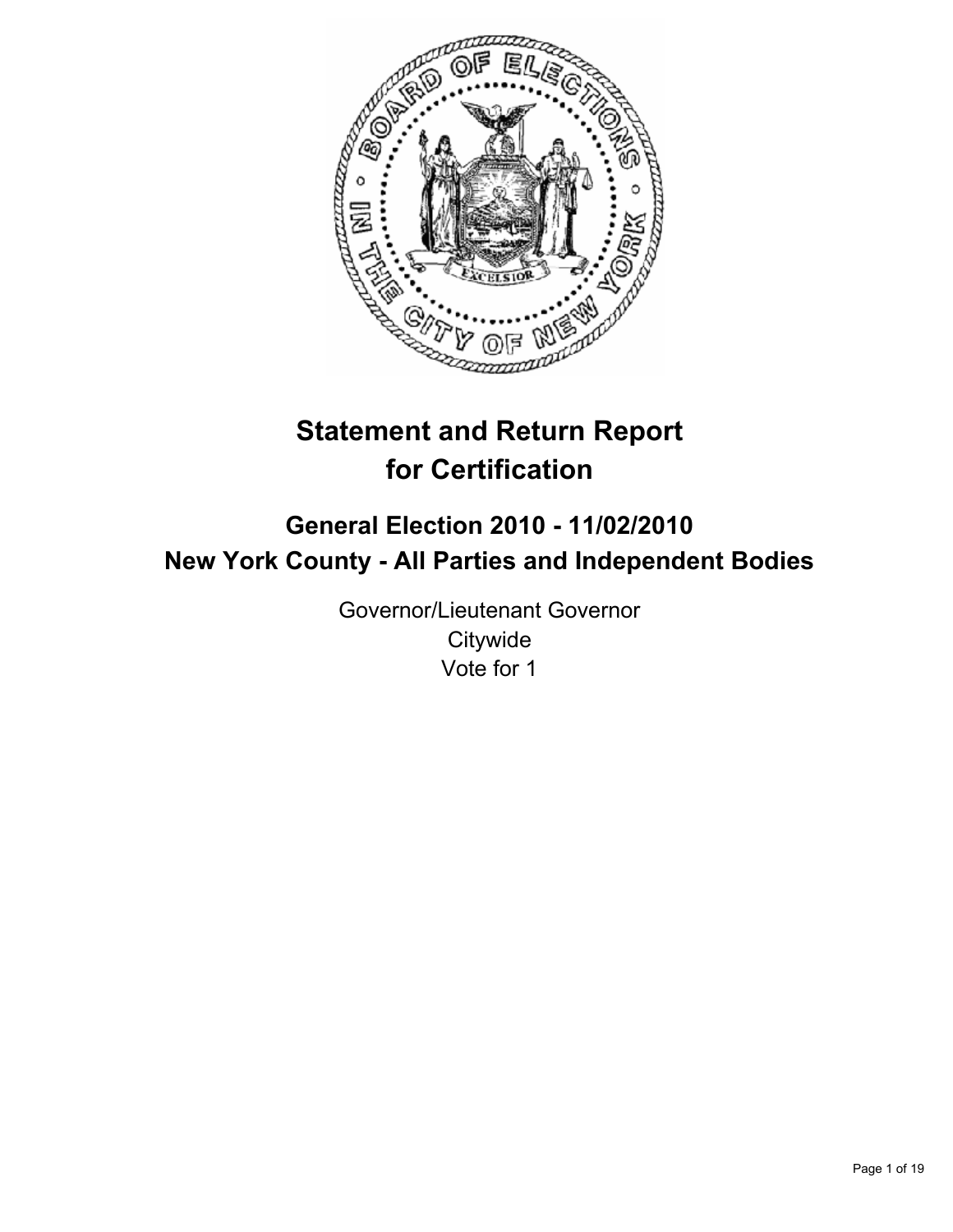# Statement and Return Report for Certification

## General Election 2010 - 11/02/2010
## New York County - All Parties and Independent Bodies

Governor/Lieutenant Governor
Citywide
Vote for 1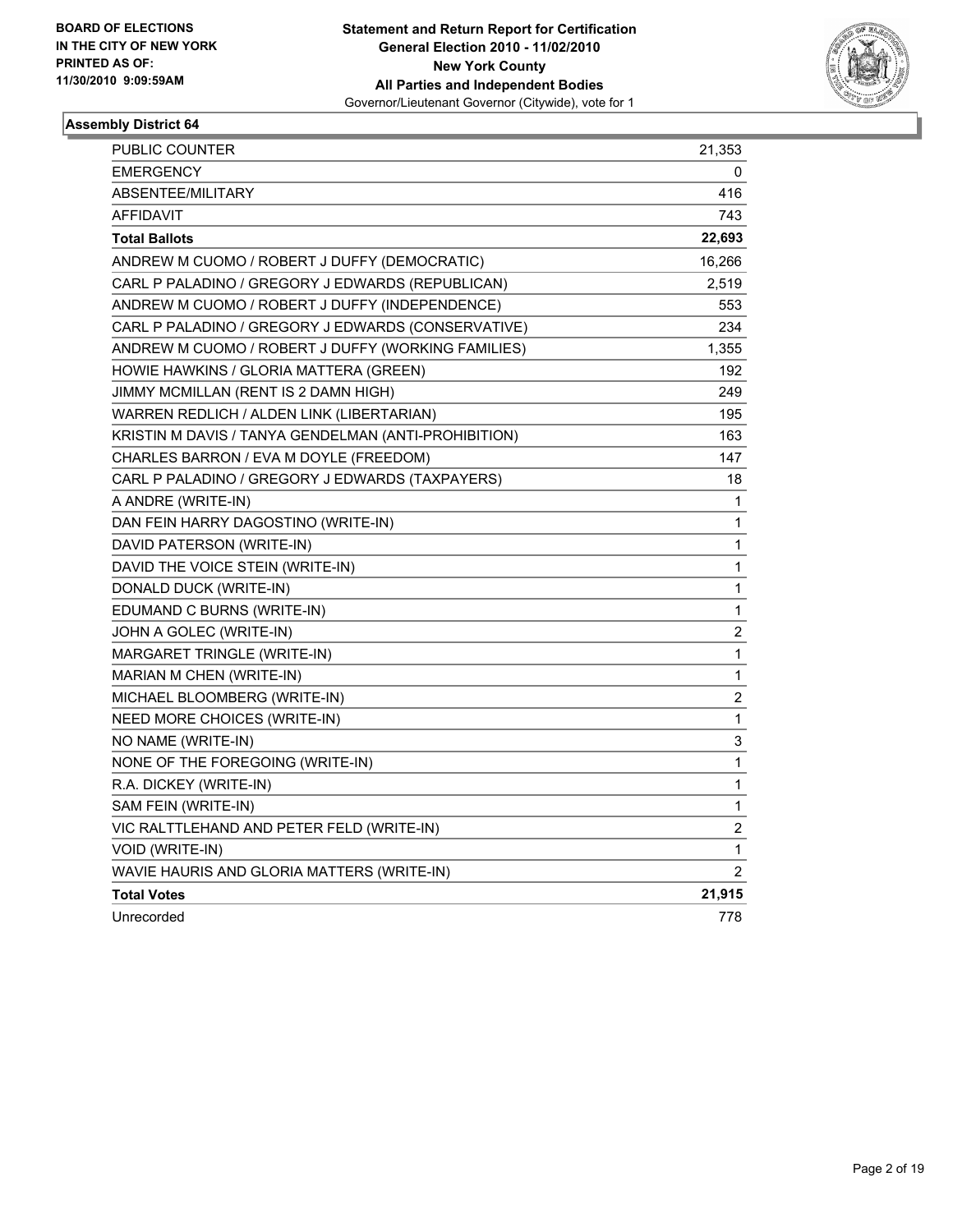BOARD OF ELECTIONS
IN THE CITY OF NEW YORK
PRINTED AS OF:
11/30/2010 9:09:59AM

**Statement and Return Report for Certification**
**General Election 2010 - 11/02/2010**
**New York County**
**All Parties and Independent Bodies**
Governor/Lieutenant Governor (Citywide), vote for 1

### Assembly District 64

| | |
|---|---|
| PUBLIC COUNTER | 21,353 |
| EMERGENCY | 0 |
| ABSENTEE/MILITARY | 416 |
| AFFIDAVIT | 743 |
| **Total Ballots** | **22,693** |
| ANDREW M CUOMO / ROBERT J DUFFY (DEMOCRATIC) | 16,266 |
| CARL P PALADINO / GREGORY J EDWARDS (REPUBLICAN) | 2,519 |
| ANDREW M CUOMO / ROBERT J DUFFY (INDEPENDENCE) | 553 |
| CARL P PALADINO / GREGORY J EDWARDS (CONSERVATIVE) | 234 |
| ANDREW M CUOMO / ROBERT J DUFFY (WORKING FAMILIES) | 1,355 |
| HOWIE HAWKINS / GLORIA MATTERA (GREEN) | 192 |
| JIMMY MCMILLAN (RENT IS 2 DAMN HIGH) | 249 |
| WARREN REDLICH / ALDEN LINK (LIBERTARIAN) | 195 |
| KRISTIN M DAVIS / TANYA GENDELMAN (ANTI-PROHIBITION) | 163 |
| CHARLES BARRON / EVA M DOYLE (FREEDOM) | 147 |
| CARL P PALADINO / GREGORY J EDWARDS (TAXPAYERS) | 18 |
| A ANDRE (WRITE-IN) | 1 |
| DAN FEIN HARRY DAGOSTINO (WRITE-IN) | 1 |
| DAVID PATERSON (WRITE-IN) | 1 |
| DAVID THE VOICE STEIN (WRITE-IN) | 1 |
| DONALD DUCK (WRITE-IN) | 1 |
| EDUMAND C BURNS (WRITE-IN) | 1 |
| JOHN A GOLEC (WRITE-IN) | 2 |
| MARGARET TRINGLE (WRITE-IN) | 1 |
| MARIAN M CHEN (WRITE-IN) | 1 |
| MICHAEL BLOOMBERG (WRITE-IN) | 2 |
| NEED MORE CHOICES (WRITE-IN) | 1 |
| NO NAME (WRITE-IN) | 3 |
| NONE OF THE FOREGOING (WRITE-IN) | 1 |
| R.A. DICKEY (WRITE-IN) | 1 |
| SAM FEIN (WRITE-IN) | 1 |
| VIC RALTTLEHAND AND PETER FELD (WRITE-IN) | 2 |
| VOID (WRITE-IN) | 1 |
| WAVIE HAURIS AND GLORIA MATTERS (WRITE-IN) | 2 |
| **Total Votes** | **21,915** |
| Unrecorded | 778 |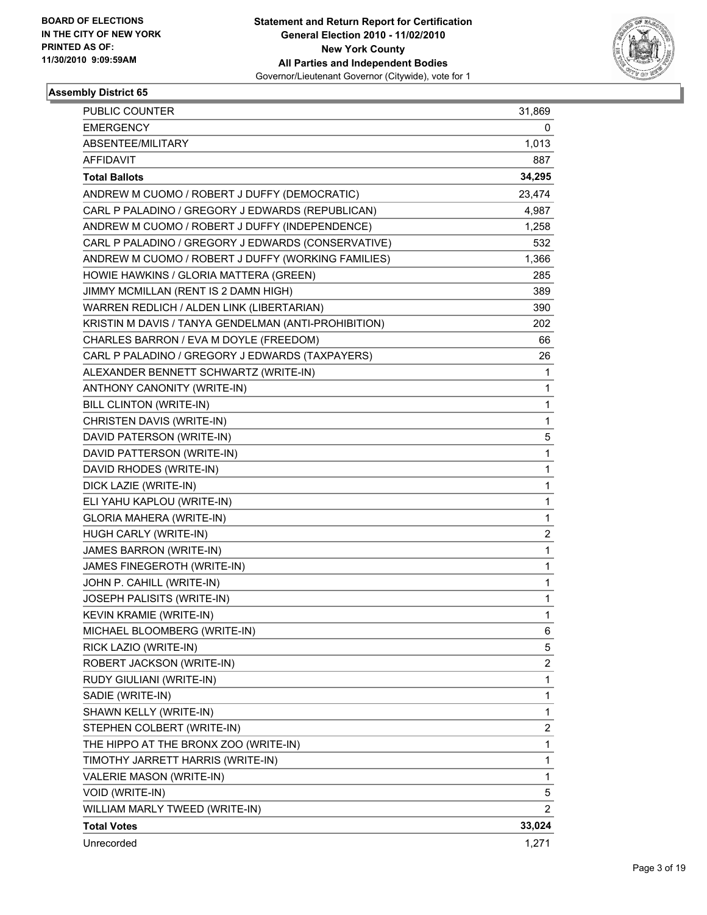BOARD OF ELECTIONS
IN THE CITY OF NEW YORK
PRINTED AS OF:
11/30/2010 9:09:59AM

**Statement and Return Report for Certification**
**General Election 2010 - 11/02/2010**
**New York County**
**All Parties and Independent Bodies**
Governor/Lieutenant Governor (Citywide), vote for 1

### Assembly District 65

| | |
|---|---|
| PUBLIC COUNTER | 31,869 |
| EMERGENCY | 0 |
| ABSENTEE/MILITARY | 1,013 |
| AFFIDAVIT | 887 |
| **Total Ballots** | **34,295** |
| ANDREW M CUOMO / ROBERT J DUFFY (DEMOCRATIC) | 23,474 |
| CARL P PALADINO / GREGORY J EDWARDS (REPUBLICAN) | 4,987 |
| ANDREW M CUOMO / ROBERT J DUFFY (INDEPENDENCE) | 1,258 |
| CARL P PALADINO / GREGORY J EDWARDS (CONSERVATIVE) | 532 |
| ANDREW M CUOMO / ROBERT J DUFFY (WORKING FAMILIES) | 1,366 |
| HOWIE HAWKINS / GLORIA MATTERA (GREEN) | 285 |
| JIMMY MCMILLAN (RENT IS 2 DAMN HIGH) | 389 |
| WARREN REDLICH / ALDEN LINK (LIBERTARIAN) | 390 |
| KRISTIN M DAVIS / TANYA GENDELMAN (ANTI-PROHIBITION) | 202 |
| CHARLES BARRON / EVA M DOYLE (FREEDOM) | 66 |
| CARL P PALADINO / GREGORY J EDWARDS (TAXPAYERS) | 26 |
| ALEXANDER BENNETT SCHWARTZ (WRITE-IN) | 1 |
| ANTHONY CANONITY (WRITE-IN) | 1 |
| BILL CLINTON (WRITE-IN) | 1 |
| CHRISTEN DAVIS (WRITE-IN) | 1 |
| DAVID PATERSON (WRITE-IN) | 5 |
| DAVID PATTERSON (WRITE-IN) | 1 |
| DAVID RHODES (WRITE-IN) | 1 |
| DICK LAZIE (WRITE-IN) | 1 |
| ELI YAHU KAPLOU (WRITE-IN) | 1 |
| GLORIA MAHERA (WRITE-IN) | 1 |
| HUGH CARLY (WRITE-IN) | 2 |
| JAMES BARRON (WRITE-IN) | 1 |
| JAMES FINEGEROTH (WRITE-IN) | 1 |
| JOHN P. CAHILL (WRITE-IN) | 1 |
| JOSEPH PALISITS (WRITE-IN) | 1 |
| KEVIN KRAMIE (WRITE-IN) | 1 |
| MICHAEL BLOOMBERG (WRITE-IN) | 6 |
| RICK LAZIO (WRITE-IN) | 5 |
| ROBERT JACKSON (WRITE-IN) | 2 |
| RUDY GIULIANI (WRITE-IN) | 1 |
| SADIE (WRITE-IN) | 1 |
| SHAWN KELLY (WRITE-IN) | 1 |
| STEPHEN COLBERT (WRITE-IN) | 2 |
| THE HIPPO AT THE BRONX ZOO (WRITE-IN) | 1 |
| TIMOTHY JARRETT HARRIS (WRITE-IN) | 1 |
| VALERIE MASON (WRITE-IN) | 1 |
| VOID (WRITE-IN) | 5 |
| WILLIAM MARLY TWEED (WRITE-IN) | 2 |
| **Total Votes** | **33,024** |
| Unrecorded | 1,271 |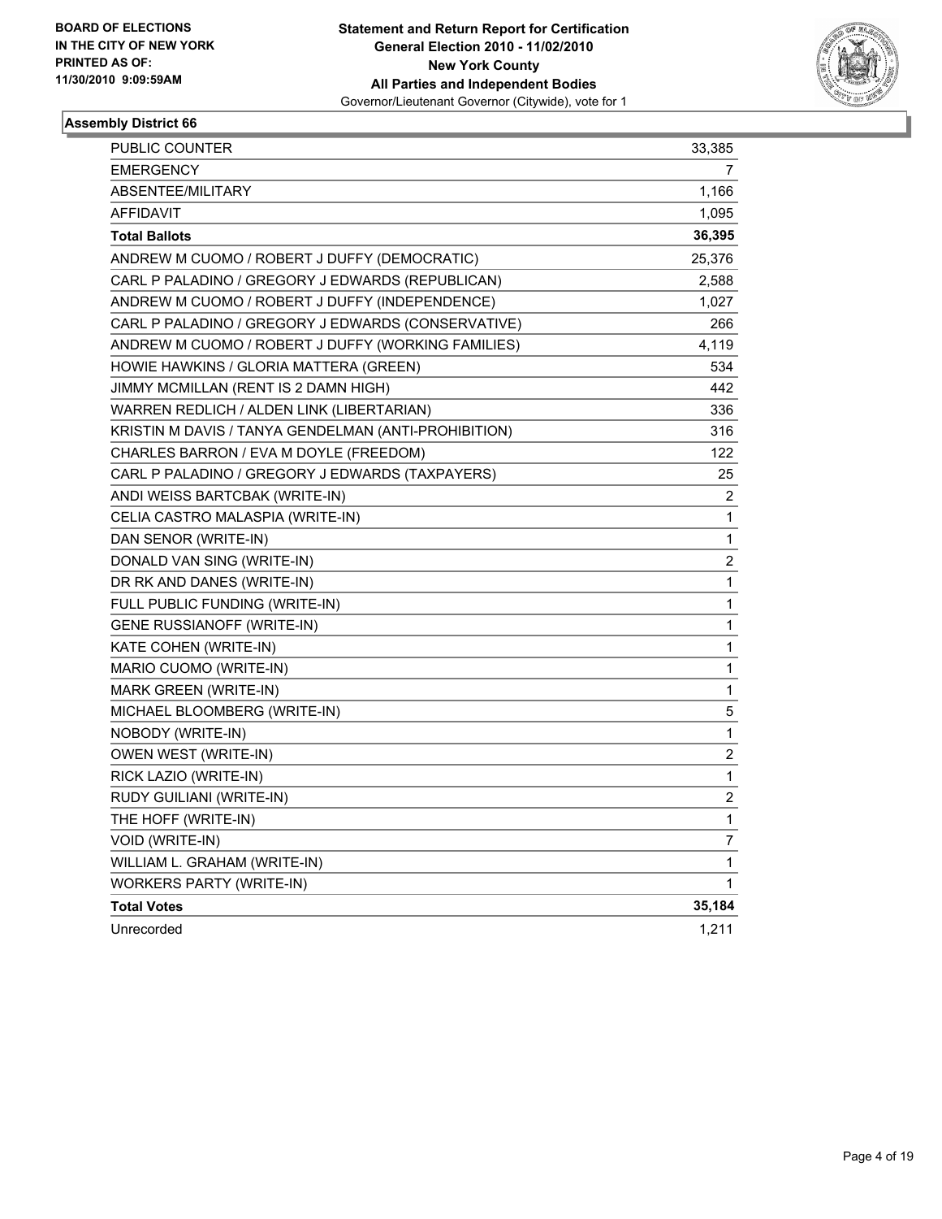**BOARD OF ELECTIONS IN THE CITY OF NEW YORK**
**PRINTED AS OF: 11/30/2010 9:09:59AM**

**Statement and Return Report for Certification**
**General Election 2010 - 11/02/2010**
**New York County**
**All Parties and Independent Bodies**
Governor/Lieutenant Governor (Citywide), vote for 1

### Assembly District 66

| | |
|---|---|
| PUBLIC COUNTER | 33,385 |
| EMERGENCY | 7 |
| ABSENTEE/MILITARY | 1,166 |
| AFFIDAVIT | 1,095 |
| **Total Ballots** | **36,395** |
| ANDREW M CUOMO / ROBERT J DUFFY (DEMOCRATIC) | 25,376 |
| CARL P PALADINO / GREGORY J EDWARDS (REPUBLICAN) | 2,588 |
| ANDREW M CUOMO / ROBERT J DUFFY (INDEPENDENCE) | 1,027 |
| CARL P PALADINO / GREGORY J EDWARDS (CONSERVATIVE) | 266 |
| ANDREW M CUOMO / ROBERT J DUFFY (WORKING FAMILIES) | 4,119 |
| HOWIE HAWKINS / GLORIA MATTERA (GREEN) | 534 |
| JIMMY MCMILLAN (RENT IS 2 DAMN HIGH) | 442 |
| WARREN REDLICH / ALDEN LINK (LIBERTARIAN) | 336 |
| KRISTIN M DAVIS / TANYA GENDELMAN (ANTI-PROHIBITION) | 316 |
| CHARLES BARRON / EVA M DOYLE (FREEDOM) | 122 |
| CARL P PALADINO / GREGORY J EDWARDS (TAXPAYERS) | 25 |
| ANDI WEISS BARTCBAK (WRITE-IN) | 2 |
| CELIA CASTRO MALASPIA (WRITE-IN) | 1 |
| DAN SENOR (WRITE-IN) | 1 |
| DONALD VAN SING (WRITE-IN) | 2 |
| DR RK AND DANES (WRITE-IN) | 1 |
| FULL PUBLIC FUNDING (WRITE-IN) | 1 |
| GENE RUSSIANOFF (WRITE-IN) | 1 |
| KATE COHEN (WRITE-IN) | 1 |
| MARIO CUOMO (WRITE-IN) | 1 |
| MARK GREEN (WRITE-IN) | 1 |
| MICHAEL BLOOMBERG (WRITE-IN) | 5 |
| NOBODY (WRITE-IN) | 1 |
| OWEN WEST (WRITE-IN) | 2 |
| RICK LAZIO (WRITE-IN) | 1 |
| RUDY GUILIANI (WRITE-IN) | 2 |
| THE HOFF (WRITE-IN) | 1 |
| VOID (WRITE-IN) | 7 |
| WILLIAM L. GRAHAM (WRITE-IN) | 1 |
| WORKERS PARTY (WRITE-IN) | 1 |
| **Total Votes** | **35,184** |
| Unrecorded | 1,211 |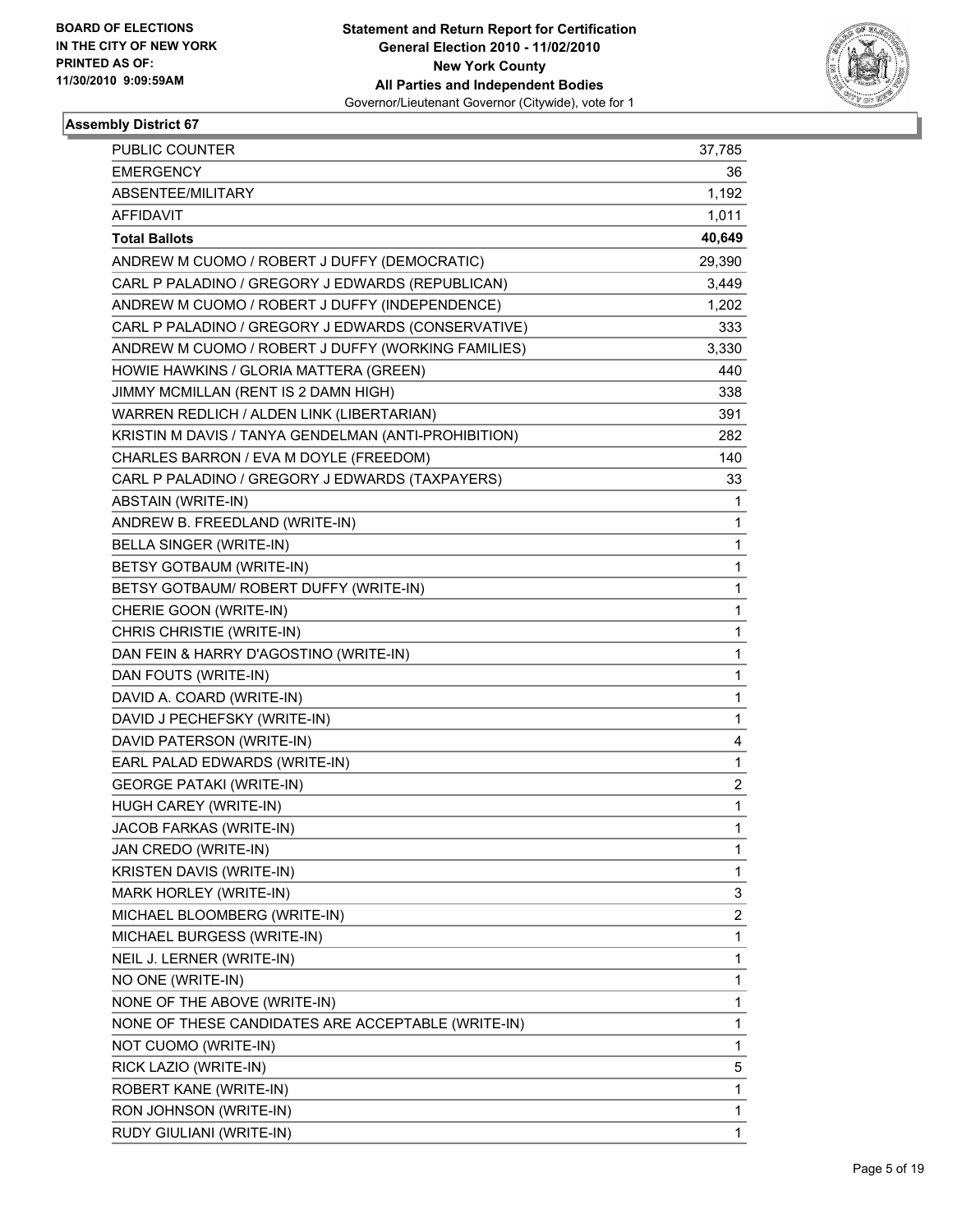BOARD OF ELECTIONS
IN THE CITY OF NEW YORK
PRINTED AS OF:
11/30/2010 9:09:59AM

**Statement and Return Report for Certification**
**General Election 2010 - 11/02/2010**
**New York County**
**All Parties and Independent Bodies**
Governor/Lieutenant Governor (Citywide), vote for 1

## Assembly District 67

| | |
|---|---|
| PUBLIC COUNTER | 37,785 |
| EMERGENCY | 36 |
| ABSENTEE/MILITARY | 1,192 |
| AFFIDAVIT | 1,011 |
| **Total Ballots** | **40,649** |
| ANDREW M CUOMO / ROBERT J DUFFY (DEMOCRATIC) | 29,390 |
| CARL P PALADINO / GREGORY J EDWARDS (REPUBLICAN) | 3,449 |
| ANDREW M CUOMO / ROBERT J DUFFY (INDEPENDENCE) | 1,202 |
| CARL P PALADINO / GREGORY J EDWARDS (CONSERVATIVE) | 333 |
| ANDREW M CUOMO / ROBERT J DUFFY (WORKING FAMILIES) | 3,330 |
| HOWIE HAWKINS / GLORIA MATTERA (GREEN) | 440 |
| JIMMY MCMILLAN (RENT IS 2 DAMN HIGH) | 338 |
| WARREN REDLICH / ALDEN LINK (LIBERTARIAN) | 391 |
| KRISTIN M DAVIS / TANYA GENDELMAN (ANTI-PROHIBITION) | 282 |
| CHARLES BARRON / EVA M DOYLE (FREEDOM) | 140 |
| CARL P PALADINO / GREGORY J EDWARDS (TAXPAYERS) | 33 |
| ABSTAIN (WRITE-IN) | 1 |
| ANDREW B. FREEDLAND (WRITE-IN) | 1 |
| BELLA SINGER (WRITE-IN) | 1 |
| BETSY GOTBAUM (WRITE-IN) | 1 |
| BETSY GOTBAUM/ ROBERT DUFFY (WRITE-IN) | 1 |
| CHERIE GOON (WRITE-IN) | 1 |
| CHRIS CHRISTIE (WRITE-IN) | 1 |
| DAN FEIN & HARRY D'AGOSTINO (WRITE-IN) | 1 |
| DAN FOUTS (WRITE-IN) | 1 |
| DAVID A. COARD (WRITE-IN) | 1 |
| DAVID J PECHEFSKY (WRITE-IN) | 1 |
| DAVID PATERSON (WRITE-IN) | 4 |
| EARL PALAD EDWARDS (WRITE-IN) | 1 |
| GEORGE PATAKI (WRITE-IN) | 2 |
| HUGH CAREY (WRITE-IN) | 1 |
| JACOB FARKAS (WRITE-IN) | 1 |
| JAN CREDO (WRITE-IN) | 1 |
| KRISTEN DAVIS (WRITE-IN) | 1 |
| MARK HORLEY (WRITE-IN) | 3 |
| MICHAEL BLOOMBERG (WRITE-IN) | 2 |
| MICHAEL BURGESS (WRITE-IN) | 1 |
| NEIL J. LERNER (WRITE-IN) | 1 |
| NO ONE (WRITE-IN) | 1 |
| NONE OF THE ABOVE (WRITE-IN) | 1 |
| NONE OF THESE CANDIDATES ARE ACCEPTABLE (WRITE-IN) | 1 |
| NOT CUOMO (WRITE-IN) | 1 |
| RICK LAZIO (WRITE-IN) | 5 |
| ROBERT KANE (WRITE-IN) | 1 |
| RON JOHNSON (WRITE-IN) | 1 |
| RUDY GIULIANI (WRITE-IN) | 1 |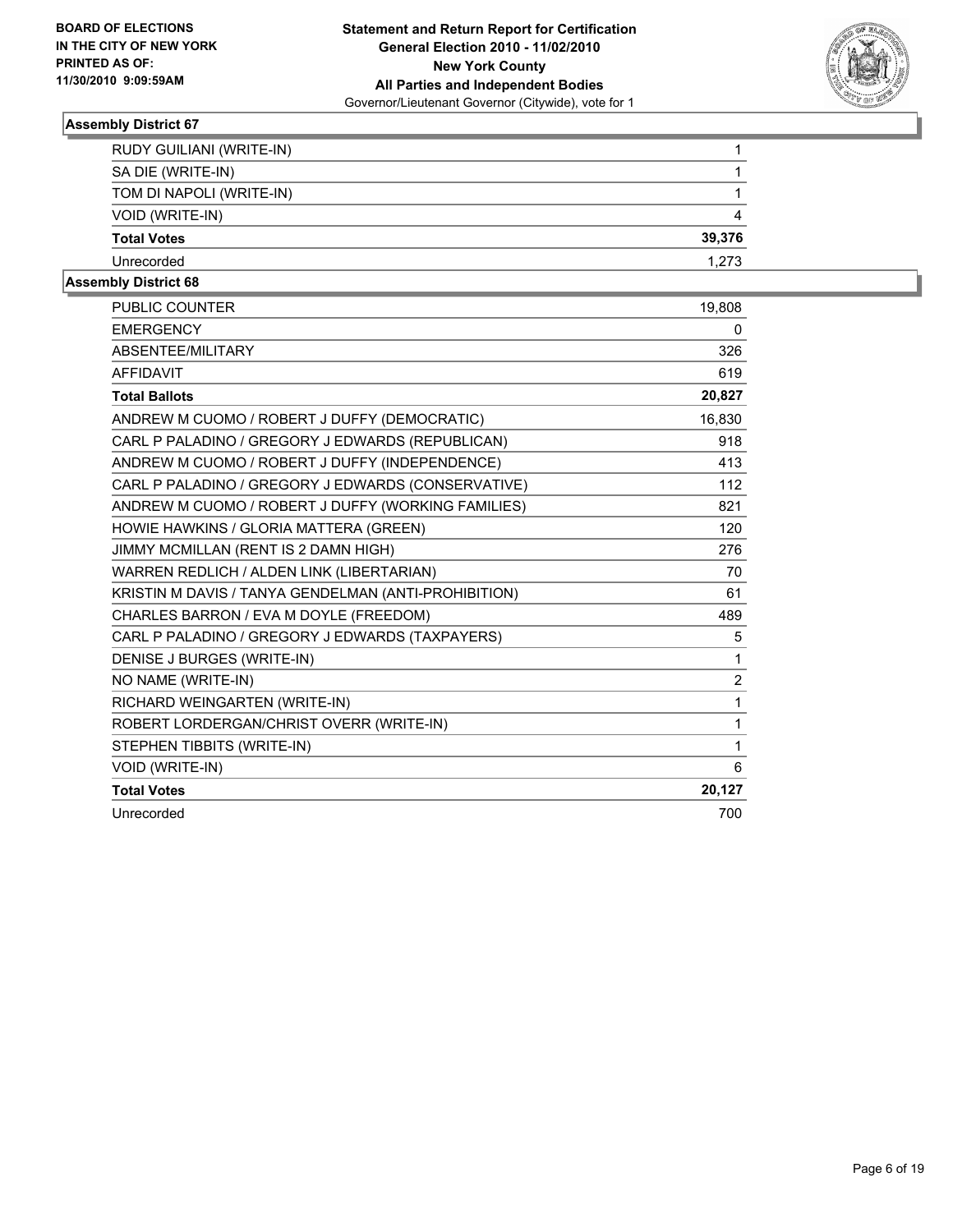**BOARD OF ELECTIONS IN THE CITY OF NEW YORK PRINTED AS OF: 11/30/2010 9:09:59AM**

**Statement and Return Report for Certification General Election 2010 - 11/02/2010 New York County All Parties and Independent Bodies**
Governor/Lieutenant Governor (Citywide), vote for 1

### Assembly District 67

| | |
|---|---|
| RUDY GUILIANI (WRITE-IN) | 1 |
| SA DIE (WRITE-IN) | 1 |
| TOM DI NAPOLI (WRITE-IN) | 1 |
| VOID (WRITE-IN) | 4 |
| **Total Votes** | **39,376** |
| Unrecorded | 1,273 |

### Assembly District 68

| | |
|---|---|
| PUBLIC COUNTER | 19,808 |
| EMERGENCY | 0 |
| ABSENTEE/MILITARY | 326 |
| AFFIDAVIT | 619 |
| **Total Ballots** | **20,827** |
| ANDREW M CUOMO / ROBERT J DUFFY (DEMOCRATIC) | 16,830 |
| CARL P PALADINO / GREGORY J EDWARDS (REPUBLICAN) | 918 |
| ANDREW M CUOMO / ROBERT J DUFFY (INDEPENDENCE) | 413 |
| CARL P PALADINO / GREGORY J EDWARDS (CONSERVATIVE) | 112 |
| ANDREW M CUOMO / ROBERT J DUFFY (WORKING FAMILIES) | 821 |
| HOWIE HAWKINS / GLORIA MATTERA (GREEN) | 120 |
| JIMMY MCMILLAN (RENT IS 2 DAMN HIGH) | 276 |
| WARREN REDLICH / ALDEN LINK (LIBERTARIAN) | 70 |
| KRISTIN M DAVIS / TANYA GENDELMAN (ANTI-PROHIBITION) | 61 |
| CHARLES BARRON / EVA M DOYLE (FREEDOM) | 489 |
| CARL P PALADINO / GREGORY J EDWARDS (TAXPAYERS) | 5 |
| DENISE J BURGES (WRITE-IN) | 1 |
| NO NAME (WRITE-IN) | 2 |
| RICHARD WEINGARTEN (WRITE-IN) | 1 |
| ROBERT LORDERGAN/CHRIST OVERR (WRITE-IN) | 1 |
| STEPHEN TIBBITS (WRITE-IN) | 1 |
| VOID (WRITE-IN) | 6 |
| **Total Votes** | **20,127** |
| Unrecorded | 700 |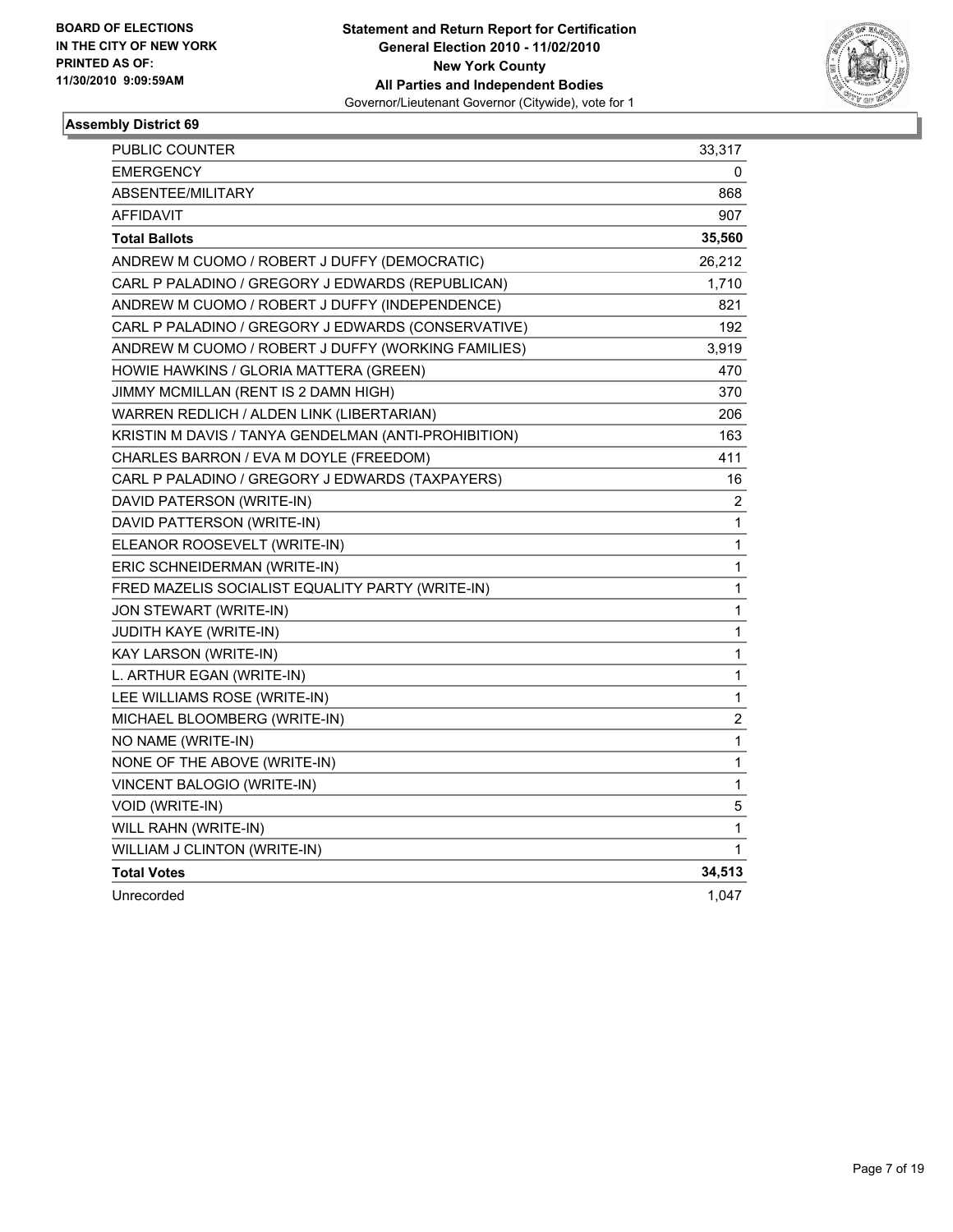BOARD OF ELECTIONS
IN THE CITY OF NEW YORK
PRINTED AS OF:
11/30/2010 9:09:59AM

**Statement and Return Report for Certification**
**General Election 2010 - 11/02/2010**
**New York County**
**All Parties and Independent Bodies**
Governor/Lieutenant Governor (Citywide), vote for 1

### Assembly District 69

| | |
|---|---|
| PUBLIC COUNTER | 33,317 |
| EMERGENCY | 0 |
| ABSENTEE/MILITARY | 868 |
| AFFIDAVIT | 907 |
| **Total Ballots** | **35,560** |
| ANDREW M CUOMO / ROBERT J DUFFY (DEMOCRATIC) | 26,212 |
| CARL P PALADINO / GREGORY J EDWARDS (REPUBLICAN) | 1,710 |
| ANDREW M CUOMO / ROBERT J DUFFY (INDEPENDENCE) | 821 |
| CARL P PALADINO / GREGORY J EDWARDS (CONSERVATIVE) | 192 |
| ANDREW M CUOMO / ROBERT J DUFFY (WORKING FAMILIES) | 3,919 |
| HOWIE HAWKINS / GLORIA MATTERA (GREEN) | 470 |
| JIMMY MCMILLAN (RENT IS 2 DAMN HIGH) | 370 |
| WARREN REDLICH / ALDEN LINK (LIBERTARIAN) | 206 |
| KRISTIN M DAVIS / TANYA GENDELMAN (ANTI-PROHIBITION) | 163 |
| CHARLES BARRON / EVA M DOYLE (FREEDOM) | 411 |
| CARL P PALADINO / GREGORY J EDWARDS (TAXPAYERS) | 16 |
| DAVID PATERSON (WRITE-IN) | 2 |
| DAVID PATTERSON (WRITE-IN) | 1 |
| ELEANOR ROOSEVELT (WRITE-IN) | 1 |
| ERIC SCHNEIDERMAN (WRITE-IN) | 1 |
| FRED MAZELIS SOCIALIST EQUALITY PARTY (WRITE-IN) | 1 |
| JON STEWART (WRITE-IN) | 1 |
| JUDITH KAYE (WRITE-IN) | 1 |
| KAY LARSON (WRITE-IN) | 1 |
| L. ARTHUR EGAN (WRITE-IN) | 1 |
| LEE WILLIAMS ROSE (WRITE-IN) | 1 |
| MICHAEL BLOOMBERG (WRITE-IN) | 2 |
| NO NAME (WRITE-IN) | 1 |
| NONE OF THE ABOVE (WRITE-IN) | 1 |
| VINCENT BALOGIO (WRITE-IN) | 1 |
| VOID (WRITE-IN) | 5 |
| WILL RAHN (WRITE-IN) | 1 |
| WILLIAM J CLINTON (WRITE-IN) | 1 |
| **Total Votes** | **34,513** |
| Unrecorded | 1,047 |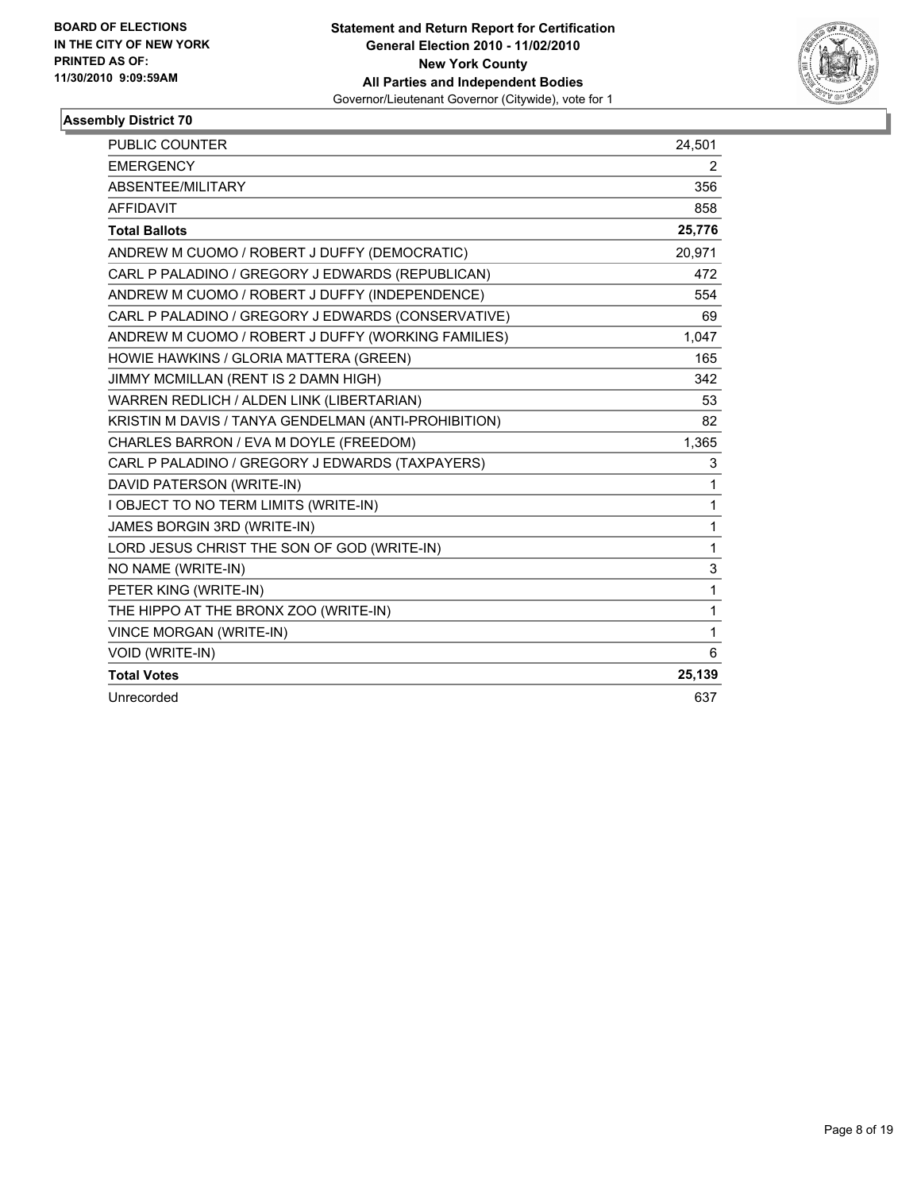**BOARD OF ELECTIONS IN THE CITY OF NEW YORK PRINTED AS OF: 11/30/2010 9:09:59AM**

**Statement and Return Report for Certification General Election 2010 - 11/02/2010 New York County All Parties and Independent Bodies**
Governor/Lieutenant Governor (Citywide), vote for 1

### Assembly District 70

| | |
|---|---|
| PUBLIC COUNTER | 24,501 |
| EMERGENCY | 2 |
| ABSENTEE/MILITARY | 356 |
| AFFIDAVIT | 858 |
| **Total Ballots** | **25,776** |
| ANDREW M CUOMO / ROBERT J DUFFY (DEMOCRATIC) | 20,971 |
| CARL P PALADINO / GREGORY J EDWARDS (REPUBLICAN) | 472 |
| ANDREW M CUOMO / ROBERT J DUFFY (INDEPENDENCE) | 554 |
| CARL P PALADINO / GREGORY J EDWARDS (CONSERVATIVE) | 69 |
| ANDREW M CUOMO / ROBERT J DUFFY (WORKING FAMILIES) | 1,047 |
| HOWIE HAWKINS / GLORIA MATTERA (GREEN) | 165 |
| JIMMY MCMILLAN (RENT IS 2 DAMN HIGH) | 342 |
| WARREN REDLICH / ALDEN LINK (LIBERTARIAN) | 53 |
| KRISTIN M DAVIS / TANYA GENDELMAN (ANTI-PROHIBITION) | 82 |
| CHARLES BARRON / EVA M DOYLE (FREEDOM) | 1,365 |
| CARL P PALADINO / GREGORY J EDWARDS (TAXPAYERS) | 3 |
| DAVID PATERSON (WRITE-IN) | 1 |
| I OBJECT TO NO TERM LIMITS (WRITE-IN) | 1 |
| JAMES BORGIN 3RD (WRITE-IN) | 1 |
| LORD JESUS CHRIST THE SON OF GOD (WRITE-IN) | 1 |
| NO NAME (WRITE-IN) | 3 |
| PETER KING (WRITE-IN) | 1 |
| THE HIPPO AT THE BRONX ZOO (WRITE-IN) | 1 |
| VINCE MORGAN (WRITE-IN) | 1 |
| VOID (WRITE-IN) | 6 |
| **Total Votes** | **25,139** |
| Unrecorded | 637 |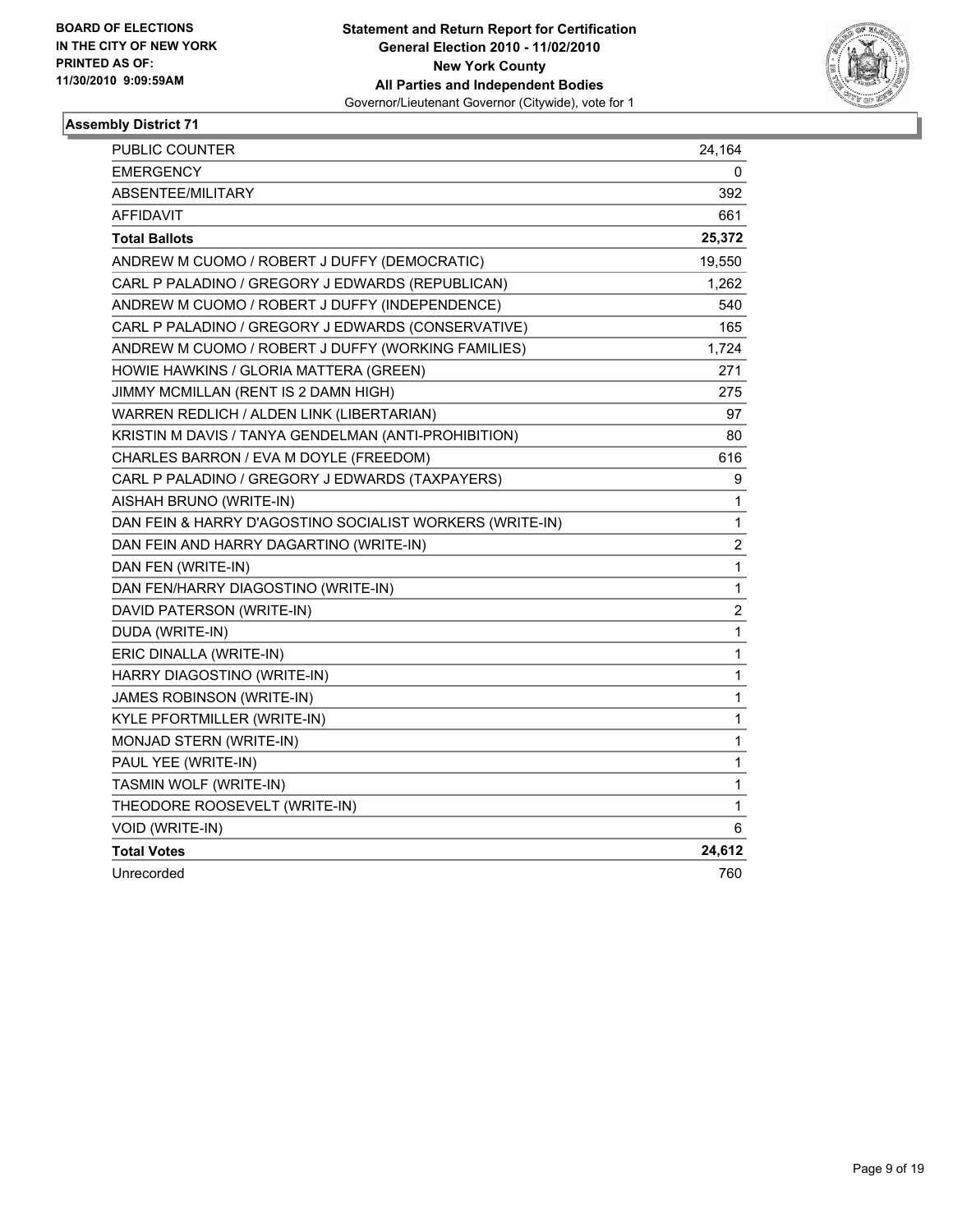**BOARD OF ELECTIONS IN THE CITY OF NEW YORK PRINTED AS OF: 11/30/2010 9:09:59AM**

**Statement and Return Report for Certification General Election 2010 - 11/02/2010 New York County All Parties and Independent Bodies**
Governor/Lieutenant Governor (Citywide), vote for 1

### Assembly District 71

| | |
|---|---|
| PUBLIC COUNTER | 24,164 |
| EMERGENCY | 0 |
| ABSENTEE/MILITARY | 392 |
| AFFIDAVIT | 661 |
| **Total Ballots** | **25,372** |
| ANDREW M CUOMO / ROBERT J DUFFY (DEMOCRATIC) | 19,550 |
| CARL P PALADINO / GREGORY J EDWARDS (REPUBLICAN) | 1,262 |
| ANDREW M CUOMO / ROBERT J DUFFY (INDEPENDENCE) | 540 |
| CARL P PALADINO / GREGORY J EDWARDS (CONSERVATIVE) | 165 |
| ANDREW M CUOMO / ROBERT J DUFFY (WORKING FAMILIES) | 1,724 |
| HOWIE HAWKINS / GLORIA MATTERA (GREEN) | 271 |
| JIMMY MCMILLAN (RENT IS 2 DAMN HIGH) | 275 |
| WARREN REDLICH / ALDEN LINK (LIBERTARIAN) | 97 |
| KRISTIN M DAVIS / TANYA GENDELMAN (ANTI-PROHIBITION) | 80 |
| CHARLES BARRON / EVA M DOYLE (FREEDOM) | 616 |
| CARL P PALADINO / GREGORY J EDWARDS (TAXPAYERS) | 9 |
| AISHAH BRUNO (WRITE-IN) | 1 |
| DAN FEIN & HARRY D'AGOSTINO SOCIALIST WORKERS (WRITE-IN) | 1 |
| DAN FEIN AND HARRY DAGARTINO (WRITE-IN) | 2 |
| DAN FEN (WRITE-IN) | 1 |
| DAN FEN/HARRY DIAGOSTINO (WRITE-IN) | 1 |
| DAVID PATERSON (WRITE-IN) | 2 |
| DUDA (WRITE-IN) | 1 |
| ERIC DINALLA (WRITE-IN) | 1 |
| HARRY DIAGOSTINO (WRITE-IN) | 1 |
| JAMES ROBINSON (WRITE-IN) | 1 |
| KYLE PFORTMILLER (WRITE-IN) | 1 |
| MONJAD STERN (WRITE-IN) | 1 |
| PAUL YEE (WRITE-IN) | 1 |
| TASMIN WOLF (WRITE-IN) | 1 |
| THEODORE ROOSEVELT (WRITE-IN) | 1 |
| VOID (WRITE-IN) | 6 |
| **Total Votes** | **24,612** |
| Unrecorded | 760 |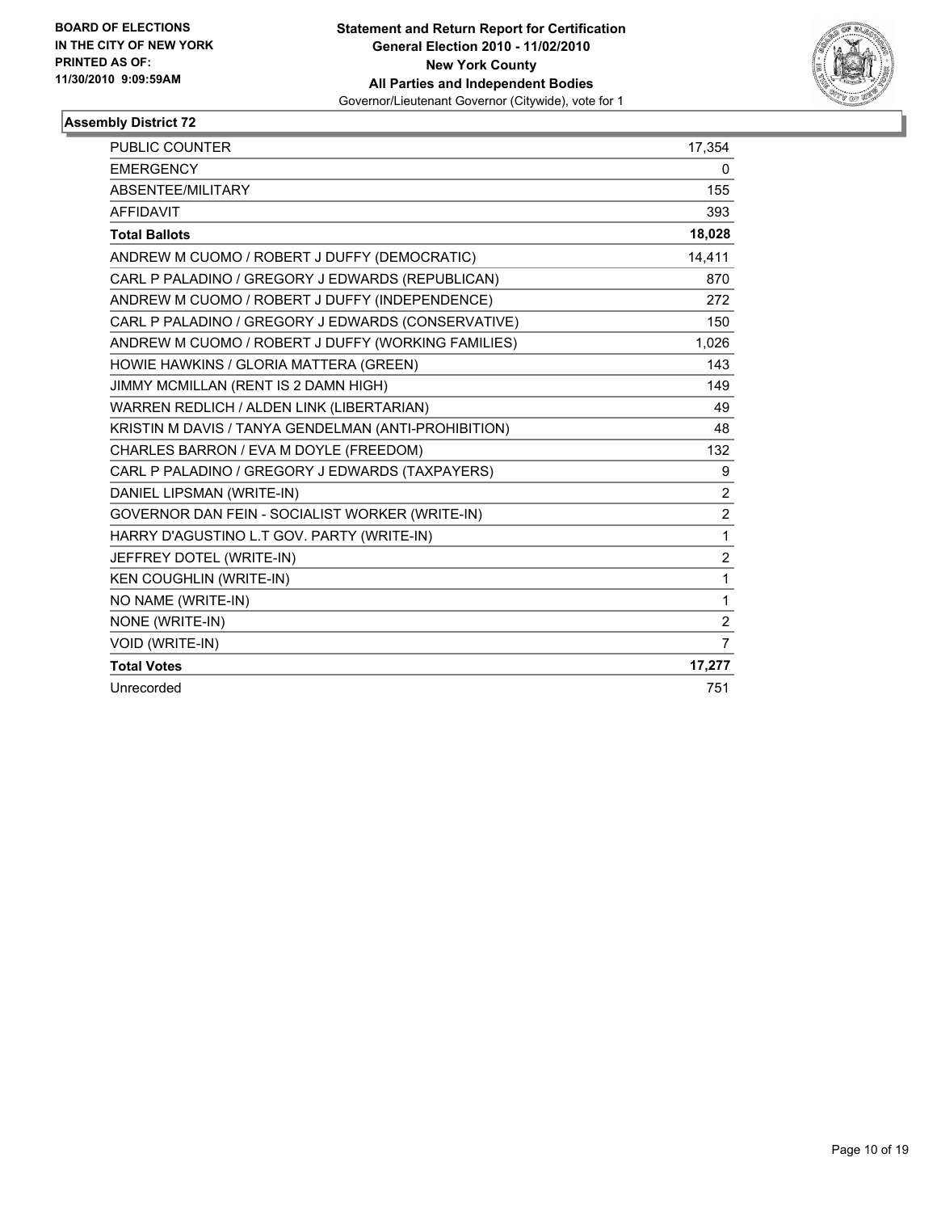**BOARD OF ELECTIONS IN THE CITY OF NEW YORK PRINTED AS OF: 11/30/2010 9:09:59AM**

**Statement and Return Report for Certification General Election 2010 - 11/02/2010 New York County All Parties and Independent Bodies**

Governor/Lieutenant Governor (Citywide), vote for 1

### Assembly District 72

| | |
|---|---|
| PUBLIC COUNTER | 17,354 |
| EMERGENCY | 0 |
| ABSENTEE/MILITARY | 155 |
| AFFIDAVIT | 393 |
| **Total Ballots** | **18,028** |
| ANDREW M CUOMO / ROBERT J DUFFY (DEMOCRATIC) | 14,411 |
| CARL P PALADINO / GREGORY J EDWARDS (REPUBLICAN) | 870 |
| ANDREW M CUOMO / ROBERT J DUFFY (INDEPENDENCE) | 272 |
| CARL P PALADINO / GREGORY J EDWARDS (CONSERVATIVE) | 150 |
| ANDREW M CUOMO / ROBERT J DUFFY (WORKING FAMILIES) | 1,026 |
| HOWIE HAWKINS / GLORIA MATTERA (GREEN) | 143 |
| JIMMY MCMILLAN (RENT IS 2 DAMN HIGH) | 149 |
| WARREN REDLICH / ALDEN LINK (LIBERTARIAN) | 49 |
| KRISTIN M DAVIS / TANYA GENDELMAN (ANTI-PROHIBITION) | 48 |
| CHARLES BARRON / EVA M DOYLE (FREEDOM) | 132 |
| CARL P PALADINO / GREGORY J EDWARDS (TAXPAYERS) | 9 |
| DANIEL LIPSMAN (WRITE-IN) | 2 |
| GOVERNOR DAN FEIN - SOCIALIST WORKER (WRITE-IN) | 2 |
| HARRY D'AGUSTINO L.T GOV. PARTY (WRITE-IN) | 1 |
| JEFFREY DOTEL (WRITE-IN) | 2 |
| KEN COUGHLIN (WRITE-IN) | 1 |
| NO NAME (WRITE-IN) | 1 |
| NONE (WRITE-IN) | 2 |
| VOID (WRITE-IN) | 7 |
| **Total Votes** | **17,277** |
| Unrecorded | 751 |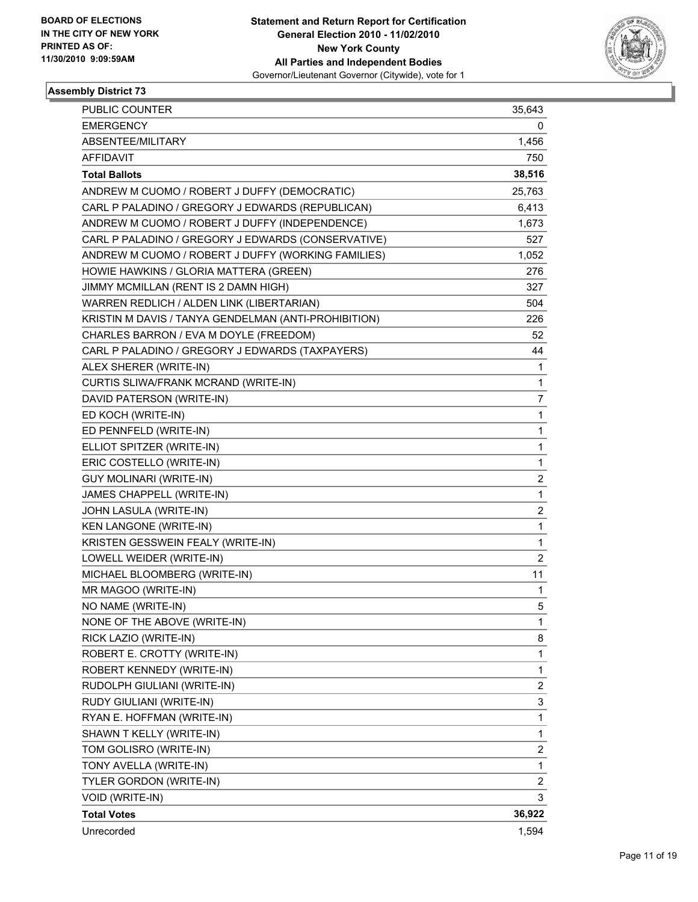BOARD OF ELECTIONS
IN THE CITY OF NEW YORK
PRINTED AS OF:
11/30/2010 9:09:59AM

**Statement and Return Report for Certification**
**General Election 2010 - 11/02/2010**
**New York County**
**All Parties and Independent Bodies**
Governor/Lieutenant Governor (Citywide), vote for 1

### Assembly District 73

| | |
|---|---|
| PUBLIC COUNTER | 35,643 |
| EMERGENCY | 0 |
| ABSENTEE/MILITARY | 1,456 |
| AFFIDAVIT | 750 |
| **Total Ballots** | **38,516** |
| ANDREW M CUOMO / ROBERT J DUFFY (DEMOCRATIC) | 25,763 |
| CARL P PALADINO / GREGORY J EDWARDS (REPUBLICAN) | 6,413 |
| ANDREW M CUOMO / ROBERT J DUFFY (INDEPENDENCE) | 1,673 |
| CARL P PALADINO / GREGORY J EDWARDS (CONSERVATIVE) | 527 |
| ANDREW M CUOMO / ROBERT J DUFFY (WORKING FAMILIES) | 1,052 |
| HOWIE HAWKINS / GLORIA MATTERA (GREEN) | 276 |
| JIMMY MCMILLAN (RENT IS 2 DAMN HIGH) | 327 |
| WARREN REDLICH / ALDEN LINK (LIBERTARIAN) | 504 |
| KRISTIN M DAVIS / TANYA GENDELMAN (ANTI-PROHIBITION) | 226 |
| CHARLES BARRON / EVA M DOYLE (FREEDOM) | 52 |
| CARL P PALADINO / GREGORY J EDWARDS (TAXPAYERS) | 44 |
| ALEX SHERER (WRITE-IN) | 1 |
| CURTIS SLIWA/FRANK MCRAND (WRITE-IN) | 1 |
| DAVID PATERSON (WRITE-IN) | 7 |
| ED KOCH (WRITE-IN) | 1 |
| ED PENNFELD (WRITE-IN) | 1 |
| ELLIOT SPITZER (WRITE-IN) | 1 |
| ERIC COSTELLO (WRITE-IN) | 1 |
| GUY MOLINARI (WRITE-IN) | 2 |
| JAMES CHAPPELL (WRITE-IN) | 1 |
| JOHN LASULA (WRITE-IN) | 2 |
| KEN LANGONE (WRITE-IN) | 1 |
| KRISTEN GESSWEIN FEALY (WRITE-IN) | 1 |
| LOWELL WEIDER (WRITE-IN) | 2 |
| MICHAEL BLOOMBERG (WRITE-IN) | 11 |
| MR MAGOO (WRITE-IN) | 1 |
| NO NAME (WRITE-IN) | 5 |
| NONE OF THE ABOVE (WRITE-IN) | 1 |
| RICK LAZIO (WRITE-IN) | 8 |
| ROBERT E. CROTTY (WRITE-IN) | 1 |
| ROBERT KENNEDY (WRITE-IN) | 1 |
| RUDOLPH GIULIANI (WRITE-IN) | 2 |
| RUDY GIULIANI (WRITE-IN) | 3 |
| RYAN E. HOFFMAN (WRITE-IN) | 1 |
| SHAWN T KELLY (WRITE-IN) | 1 |
| TOM GOLISRO (WRITE-IN) | 2 |
| TONY AVELLA (WRITE-IN) | 1 |
| TYLER GORDON (WRITE-IN) | 2 |
| VOID (WRITE-IN) | 3 |
| **Total Votes** | **36,922** |
| Unrecorded | 1,594 |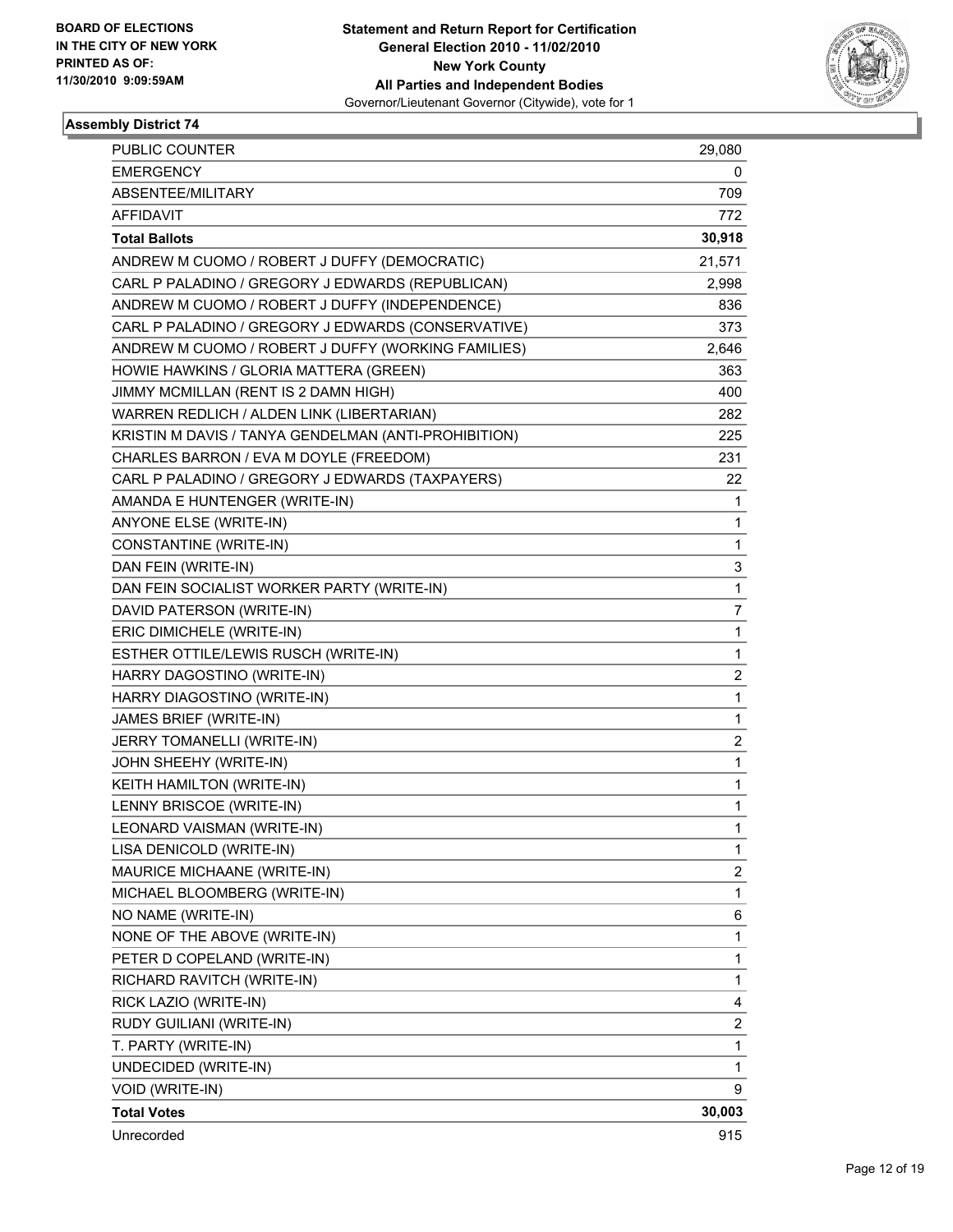**BOARD OF ELECTIONS IN THE CITY OF NEW YORK PRINTED AS OF: 11/30/2010 9:09:59AM**

**Statement and Return Report for Certification General Election 2010 - 11/02/2010 New York County All Parties and Independent Bodies**

Governor/Lieutenant Governor (Citywide), vote for 1

### Assembly District 74

| | |
|---|---|
| PUBLIC COUNTER | 29,080 |
| EMERGENCY | 0 |
| ABSENTEE/MILITARY | 709 |
| AFFIDAVIT | 772 |
| **Total Ballots** | **30,918** |
| ANDREW M CUOMO / ROBERT J DUFFY (DEMOCRATIC) | 21,571 |
| CARL P PALADINO / GREGORY J EDWARDS (REPUBLICAN) | 2,998 |
| ANDREW M CUOMO / ROBERT J DUFFY (INDEPENDENCE) | 836 |
| CARL P PALADINO / GREGORY J EDWARDS (CONSERVATIVE) | 373 |
| ANDREW M CUOMO / ROBERT J DUFFY (WORKING FAMILIES) | 2,646 |
| HOWIE HAWKINS / GLORIA MATTERA (GREEN) | 363 |
| JIMMY MCMILLAN (RENT IS 2 DAMN HIGH) | 400 |
| WARREN REDLICH / ALDEN LINK (LIBERTARIAN) | 282 |
| KRISTIN M DAVIS / TANYA GENDELMAN (ANTI-PROHIBITION) | 225 |
| CHARLES BARRON / EVA M DOYLE (FREEDOM) | 231 |
| CARL P PALADINO / GREGORY J EDWARDS (TAXPAYERS) | 22 |
| AMANDA E HUNTENGER (WRITE-IN) | 1 |
| ANYONE ELSE (WRITE-IN) | 1 |
| CONSTANTINE (WRITE-IN) | 1 |
| DAN FEIN (WRITE-IN) | 3 |
| DAN FEIN SOCIALIST WORKER PARTY (WRITE-IN) | 1 |
| DAVID PATERSON (WRITE-IN) | 7 |
| ERIC DIMICHELE (WRITE-IN) | 1 |
| ESTHER OTTILE/LEWIS RUSCH (WRITE-IN) | 1 |
| HARRY DAGOSTINO (WRITE-IN) | 2 |
| HARRY DIAGOSTINO (WRITE-IN) | 1 |
| JAMES BRIEF (WRITE-IN) | 1 |
| JERRY TOMANELLI (WRITE-IN) | 2 |
| JOHN SHEEHY (WRITE-IN) | 1 |
| KEITH HAMILTON (WRITE-IN) | 1 |
| LENNY BRISCOE (WRITE-IN) | 1 |
| LEONARD VAISMAN (WRITE-IN) | 1 |
| LISA DENICOLD (WRITE-IN) | 1 |
| MAURICE MICHAANE (WRITE-IN) | 2 |
| MICHAEL BLOOMBERG (WRITE-IN) | 1 |
| NO NAME (WRITE-IN) | 6 |
| NONE OF THE ABOVE (WRITE-IN) | 1 |
| PETER D COPELAND (WRITE-IN) | 1 |
| RICHARD RAVITCH (WRITE-IN) | 1 |
| RICK LAZIO (WRITE-IN) | 4 |
| RUDY GUILIANI (WRITE-IN) | 2 |
| T. PARTY (WRITE-IN) | 1 |
| UNDECIDED (WRITE-IN) | 1 |
| VOID (WRITE-IN) | 9 |
| **Total Votes** | **30,003** |
| Unrecorded | 915 |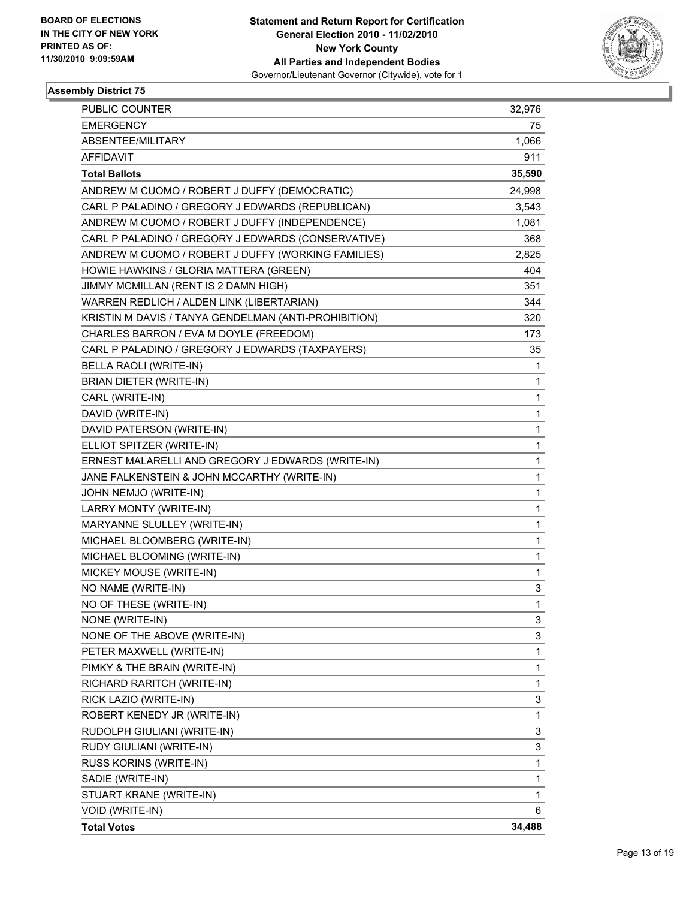**BOARD OF ELECTIONS IN THE CITY OF NEW YORK PRINTED AS OF: 11/30/2010 9:09:59AM**

**Statement and Return Report for Certification General Election 2010 - 11/02/2010 New York County All Parties and Independent Bodies**
Governor/Lieutenant Governor (Citywide), vote for 1

## Assembly District 75

| | |
|---|---|
| PUBLIC COUNTER | 32,976 |
| EMERGENCY | 75 |
| ABSENTEE/MILITARY | 1,066 |
| AFFIDAVIT | 911 |
| **Total Ballots** | **35,590** |
| ANDREW M CUOMO / ROBERT J DUFFY (DEMOCRATIC) | 24,998 |
| CARL P PALADINO / GREGORY J EDWARDS (REPUBLICAN) | 3,543 |
| ANDREW M CUOMO / ROBERT J DUFFY (INDEPENDENCE) | 1,081 |
| CARL P PALADINO / GREGORY J EDWARDS (CONSERVATIVE) | 368 |
| ANDREW M CUOMO / ROBERT J DUFFY (WORKING FAMILIES) | 2,825 |
| HOWIE HAWKINS / GLORIA MATTERA (GREEN) | 404 |
| JIMMY MCMILLAN (RENT IS 2 DAMN HIGH) | 351 |
| WARREN REDLICH / ALDEN LINK (LIBERTARIAN) | 344 |
| KRISTIN M DAVIS / TANYA GENDELMAN (ANTI-PROHIBITION) | 320 |
| CHARLES BARRON / EVA M DOYLE (FREEDOM) | 173 |
| CARL P PALADINO / GREGORY J EDWARDS (TAXPAYERS) | 35 |
| BELLA RAOLI (WRITE-IN) | 1 |
| BRIAN DIETER (WRITE-IN) | 1 |
| CARL (WRITE-IN) | 1 |
| DAVID (WRITE-IN) | 1 |
| DAVID PATERSON (WRITE-IN) | 1 |
| ELLIOT SPITZER (WRITE-IN) | 1 |
| ERNEST MALARELLI AND GREGORY J EDWARDS (WRITE-IN) | 1 |
| JANE FALKENSTEIN & JOHN MCCARTHY (WRITE-IN) | 1 |
| JOHN NEMJO (WRITE-IN) | 1 |
| LARRY MONTY (WRITE-IN) | 1 |
| MARYANNE SLULLEY (WRITE-IN) | 1 |
| MICHAEL BLOOMBERG (WRITE-IN) | 1 |
| MICHAEL BLOOMING (WRITE-IN) | 1 |
| MICKEY MOUSE (WRITE-IN) | 1 |
| NO NAME (WRITE-IN) | 3 |
| NO OF THESE (WRITE-IN) | 1 |
| NONE (WRITE-IN) | 3 |
| NONE OF THE ABOVE (WRITE-IN) | 3 |
| PETER MAXWELL (WRITE-IN) | 1 |
| PIMKY & THE BRAIN (WRITE-IN) | 1 |
| RICHARD RARITCH (WRITE-IN) | 1 |
| RICK LAZIO (WRITE-IN) | 3 |
| ROBERT KENEDY JR (WRITE-IN) | 1 |
| RUDOLPH GIULIANI (WRITE-IN) | 3 |
| RUDY GIULIANI (WRITE-IN) | 3 |
| RUSS KORINS (WRITE-IN) | 1 |
| SADIE (WRITE-IN) | 1 |
| STUART KRANE (WRITE-IN) | 1 |
| VOID (WRITE-IN) | 6 |
| **Total Votes** | **34,488** |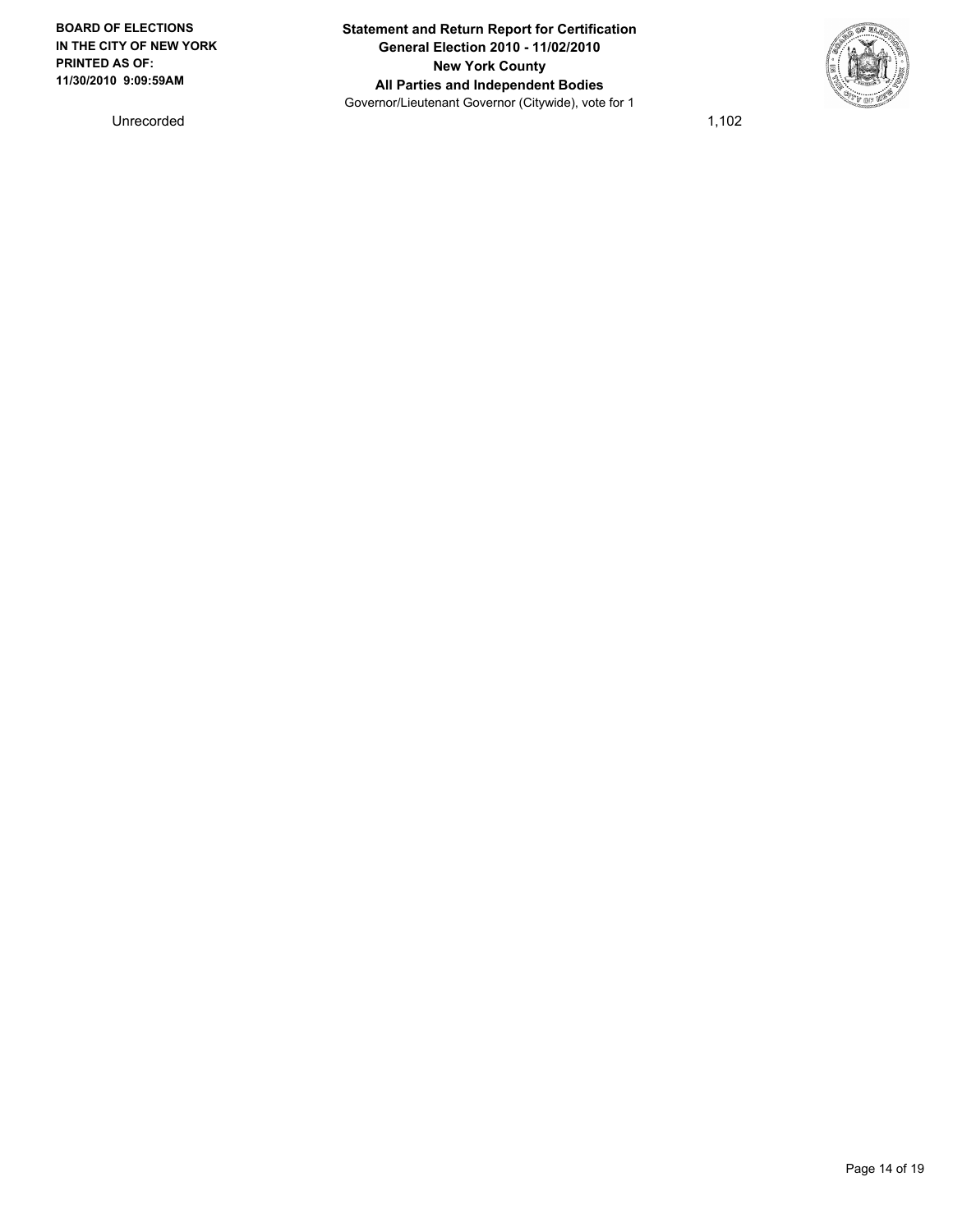| | |
|---|---|
| Unrecorded | 1,102 |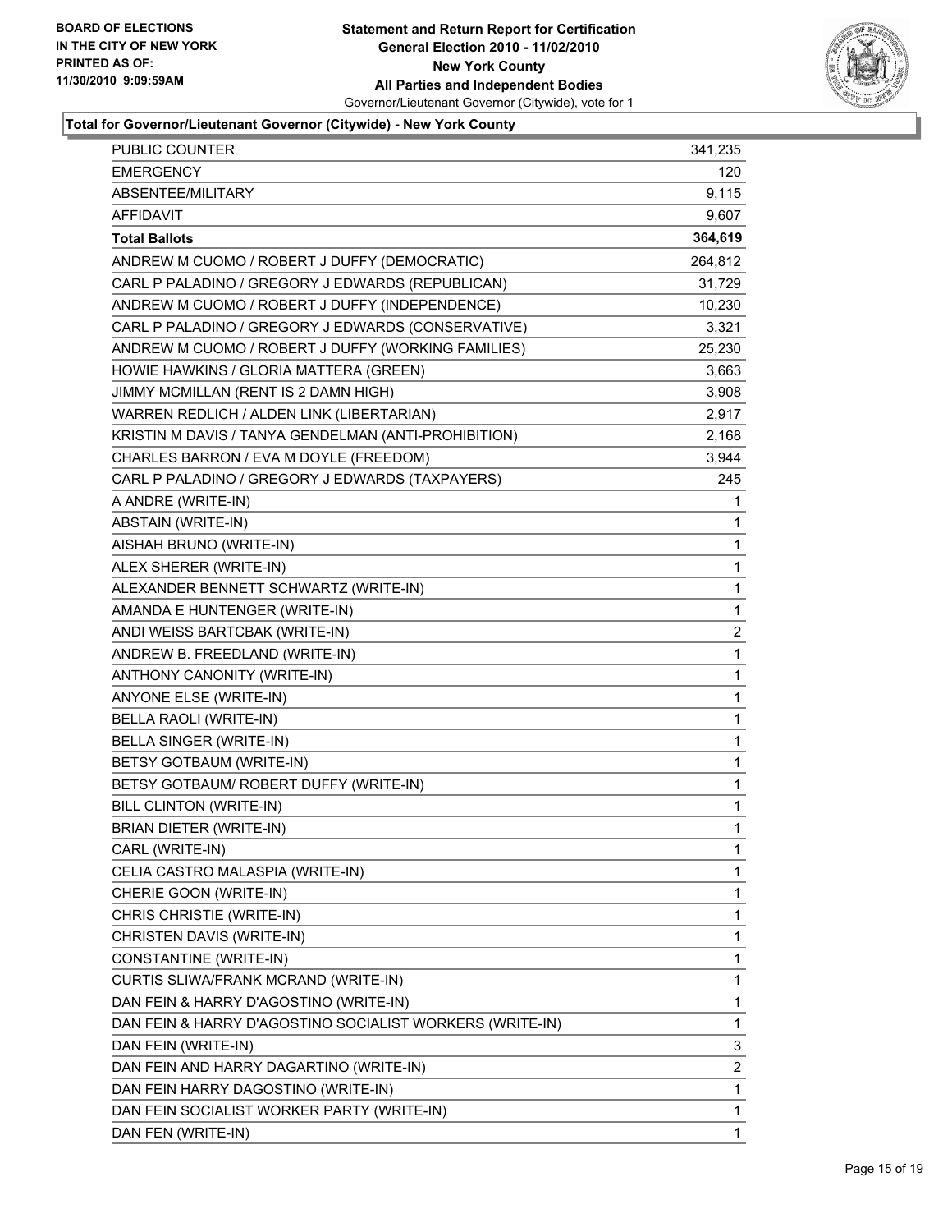**BOARD OF ELECTIONS IN THE CITY OF NEW YORK PRINTED AS OF: 11/30/2010 9:09:59AM**

**Statement and Return Report for Certification General Election 2010 - 11/02/2010 New York County All Parties and Independent Bodies**
Governor/Lieutenant Governor (Citywide), vote for 1

**Total for Governor/Lieutenant Governor (Citywide) - New York County**

| | |
|---|---|
| PUBLIC COUNTER | 341,235 |
| EMERGENCY | 120 |
| ABSENTEE/MILITARY | 9,115 |
| AFFIDAVIT | 9,607 |
| **Total Ballots** | **364,619** |
| ANDREW M CUOMO / ROBERT J DUFFY (DEMOCRATIC) | 264,812 |
| CARL P PALADINO / GREGORY J EDWARDS (REPUBLICAN) | 31,729 |
| ANDREW M CUOMO / ROBERT J DUFFY (INDEPENDENCE) | 10,230 |
| CARL P PALADINO / GREGORY J EDWARDS (CONSERVATIVE) | 3,321 |
| ANDREW M CUOMO / ROBERT J DUFFY (WORKING FAMILIES) | 25,230 |
| HOWIE HAWKINS / GLORIA MATTERA (GREEN) | 3,663 |
| JIMMY MCMILLAN (RENT IS 2 DAMN HIGH) | 3,908 |
| WARREN REDLICH / ALDEN LINK (LIBERTARIAN) | 2,917 |
| KRISTIN M DAVIS / TANYA GENDELMAN (ANTI-PROHIBITION) | 2,168 |
| CHARLES BARRON / EVA M DOYLE (FREEDOM) | 3,944 |
| CARL P PALADINO / GREGORY J EDWARDS (TAXPAYERS) | 245 |
| A ANDRE (WRITE-IN) | 1 |
| ABSTAIN (WRITE-IN) | 1 |
| AISHAH BRUNO (WRITE-IN) | 1 |
| ALEX SHERER (WRITE-IN) | 1 |
| ALEXANDER BENNETT SCHWARTZ (WRITE-IN) | 1 |
| AMANDA E HUNTENGER (WRITE-IN) | 1 |
| ANDI WEISS BARTCBAK (WRITE-IN) | 2 |
| ANDREW B. FREEDLAND (WRITE-IN) | 1 |
| ANTHONY CANONITY (WRITE-IN) | 1 |
| ANYONE ELSE (WRITE-IN) | 1 |
| BELLA RAOLI (WRITE-IN) | 1 |
| BELLA SINGER (WRITE-IN) | 1 |
| BETSY GOTBAUM (WRITE-IN) | 1 |
| BETSY GOTBAUM/ ROBERT DUFFY (WRITE-IN) | 1 |
| BILL CLINTON (WRITE-IN) | 1 |
| BRIAN DIETER (WRITE-IN) | 1 |
| CARL (WRITE-IN) | 1 |
| CELIA CASTRO MALASPIA (WRITE-IN) | 1 |
| CHERIE GOON (WRITE-IN) | 1 |
| CHRIS CHRISTIE (WRITE-IN) | 1 |
| CHRISTEN DAVIS (WRITE-IN) | 1 |
| CONSTANTINE (WRITE-IN) | 1 |
| CURTIS SLIWA/FRANK MCRAND (WRITE-IN) | 1 |
| DAN FEIN & HARRY D'AGOSTINO (WRITE-IN) | 1 |
| DAN FEIN & HARRY D'AGOSTINO SOCIALIST WORKERS (WRITE-IN) | 1 |
| DAN FEIN (WRITE-IN) | 3 |
| DAN FEIN AND HARRY DAGARTINO (WRITE-IN) | 2 |
| DAN FEIN HARRY DAGOSTINO (WRITE-IN) | 1 |
| DAN FEIN SOCIALIST WORKER PARTY (WRITE-IN) | 1 |
| DAN FEN (WRITE-IN) | 1 |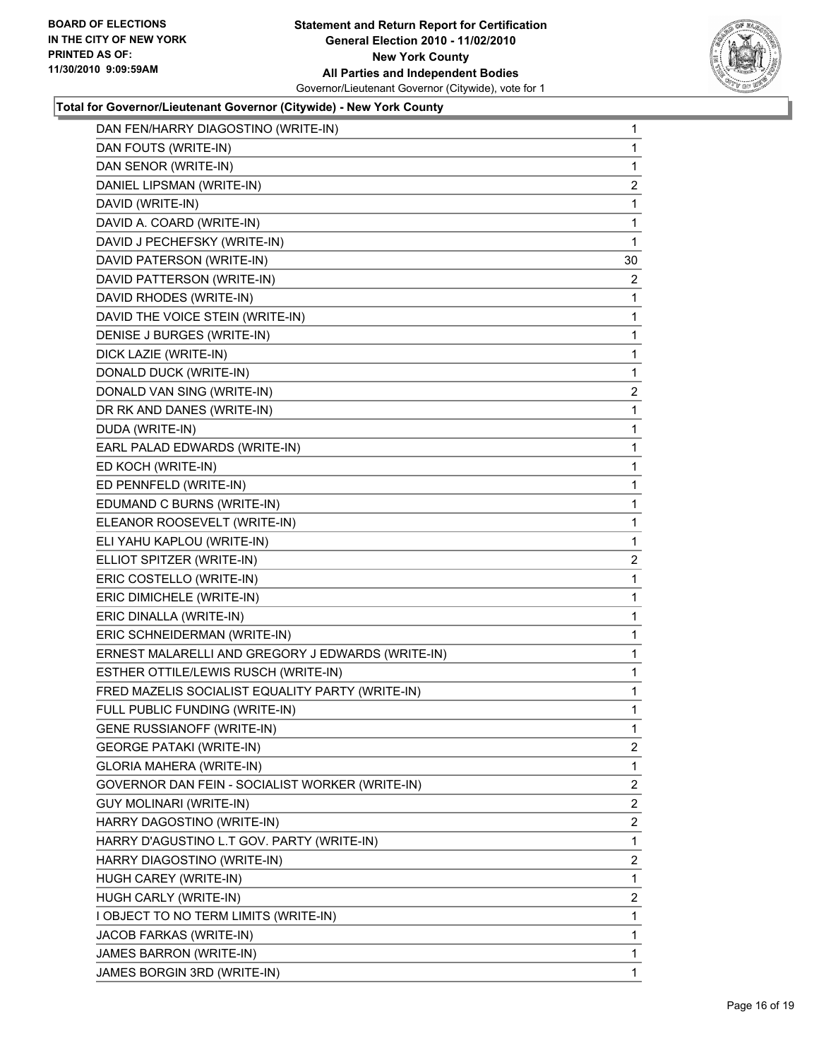**Total for Governor/Lieutenant Governor (Citywide) - New York County**

| | |
|---|---|
| DAN FEN/HARRY DIAGOSTINO (WRITE-IN) | 1 |
| DAN FOUTS (WRITE-IN) | 1 |
| DAN SENOR (WRITE-IN) | 1 |
| DANIEL LIPSMAN (WRITE-IN) | 2 |
| DAVID (WRITE-IN) | 1 |
| DAVID A. COARD (WRITE-IN) | 1 |
| DAVID J PECHEFSKY (WRITE-IN) | 1 |
| DAVID PATERSON (WRITE-IN) | 30 |
| DAVID PATTERSON (WRITE-IN) | 2 |
| DAVID RHODES (WRITE-IN) | 1 |
| DAVID THE VOICE STEIN (WRITE-IN) | 1 |
| DENISE J BURGES (WRITE-IN) | 1 |
| DICK LAZIE (WRITE-IN) | 1 |
| DONALD DUCK (WRITE-IN) | 1 |
| DONALD VAN SING (WRITE-IN) | 2 |
| DR RK AND DANES (WRITE-IN) | 1 |
| DUDA (WRITE-IN) | 1 |
| EARL PALAD EDWARDS (WRITE-IN) | 1 |
| ED KOCH (WRITE-IN) | 1 |
| ED PENNFELD (WRITE-IN) | 1 |
| EDUMAND C BURNS (WRITE-IN) | 1 |
| ELEANOR ROOSEVELT (WRITE-IN) | 1 |
| ELI YAHU KAPLOU (WRITE-IN) | 1 |
| ELLIOT SPITZER (WRITE-IN) | 2 |
| ERIC COSTELLO (WRITE-IN) | 1 |
| ERIC DIMICHELE (WRITE-IN) | 1 |
| ERIC DINALLA (WRITE-IN) | 1 |
| ERIC SCHNEIDERMAN (WRITE-IN) | 1 |
| ERNEST MALARELLI AND GREGORY J EDWARDS (WRITE-IN) | 1 |
| ESTHER OTTILE/LEWIS RUSCH (WRITE-IN) | 1 |
| FRED MAZELIS SOCIALIST EQUALITY PARTY (WRITE-IN) | 1 |
| FULL PUBLIC FUNDING (WRITE-IN) | 1 |
| GENE RUSSIANOFF (WRITE-IN) | 1 |
| GEORGE PATAKI (WRITE-IN) | 2 |
| GLORIA MAHERA (WRITE-IN) | 1 |
| GOVERNOR DAN FEIN - SOCIALIST WORKER (WRITE-IN) | 2 |
| GUY MOLINARI (WRITE-IN) | 2 |
| HARRY DAGOSTINO (WRITE-IN) | 2 |
| HARRY D'AGUSTINO L.T GOV. PARTY (WRITE-IN) | 1 |
| HARRY DIAGOSTINO (WRITE-IN) | 2 |
| HUGH CAREY (WRITE-IN) | 1 |
| HUGH CARLY (WRITE-IN) | 2 |
| I OBJECT TO NO TERM LIMITS (WRITE-IN) | 1 |
| JACOB FARKAS (WRITE-IN) | 1 |
| JAMES BARRON (WRITE-IN) | 1 |
| JAMES BORGIN 3RD (WRITE-IN) | 1 |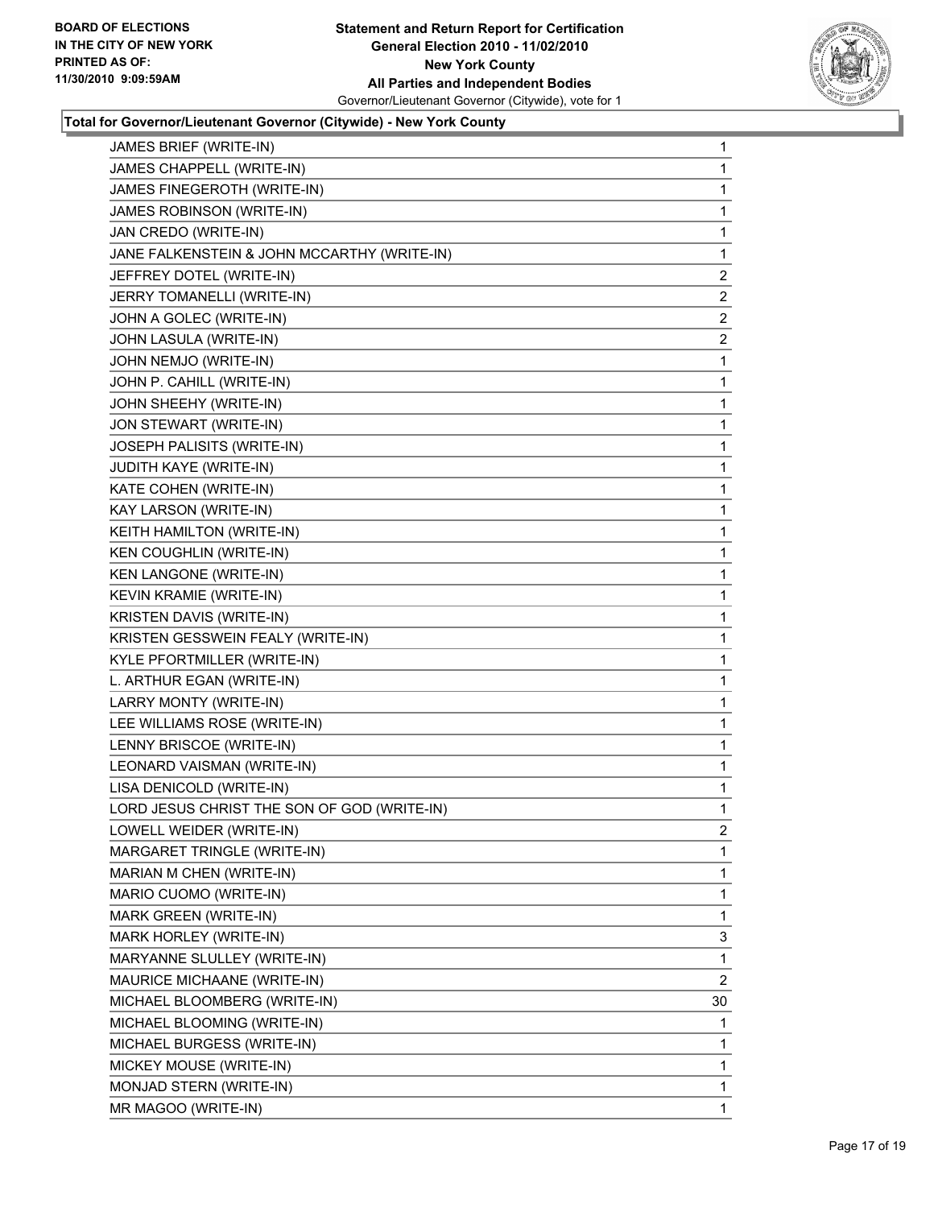**Total for Governor/Lieutenant Governor (Citywide) - New York County**

| | |
|---|---|
| JAMES BRIEF (WRITE-IN) | 1 |
| JAMES CHAPPELL (WRITE-IN) | 1 |
| JAMES FINEGEROTH (WRITE-IN) | 1 |
| JAMES ROBINSON (WRITE-IN) | 1 |
| JAN CREDO (WRITE-IN) | 1 |
| JANE FALKENSTEIN & JOHN MCCARTHY (WRITE-IN) | 1 |
| JEFFREY DOTEL (WRITE-IN) | 2 |
| JERRY TOMANELLI (WRITE-IN) | 2 |
| JOHN A GOLEC (WRITE-IN) | 2 |
| JOHN LASULA (WRITE-IN) | 2 |
| JOHN NEMJO (WRITE-IN) | 1 |
| JOHN P. CAHILL (WRITE-IN) | 1 |
| JOHN SHEEHY (WRITE-IN) | 1 |
| JON STEWART (WRITE-IN) | 1 |
| JOSEPH PALISITS (WRITE-IN) | 1 |
| JUDITH KAYE (WRITE-IN) | 1 |
| KATE COHEN (WRITE-IN) | 1 |
| KAY LARSON (WRITE-IN) | 1 |
| KEITH HAMILTON (WRITE-IN) | 1 |
| KEN COUGHLIN (WRITE-IN) | 1 |
| KEN LANGONE (WRITE-IN) | 1 |
| KEVIN KRAMIE (WRITE-IN) | 1 |
| KRISTEN DAVIS (WRITE-IN) | 1 |
| KRISTEN GESSWEIN FEALY (WRITE-IN) | 1 |
| KYLE PFORTMILLER (WRITE-IN) | 1 |
| L. ARTHUR EGAN (WRITE-IN) | 1 |
| LARRY MONTY (WRITE-IN) | 1 |
| LEE WILLIAMS ROSE (WRITE-IN) | 1 |
| LENNY BRISCOE (WRITE-IN) | 1 |
| LEONARD VAISMAN (WRITE-IN) | 1 |
| LISA DENICOLD (WRITE-IN) | 1 |
| LORD JESUS CHRIST THE SON OF GOD (WRITE-IN) | 1 |
| LOWELL WEIDER (WRITE-IN) | 2 |
| MARGARET TRINGLE (WRITE-IN) | 1 |
| MARIAN M CHEN (WRITE-IN) | 1 |
| MARIO CUOMO (WRITE-IN) | 1 |
| MARK GREEN (WRITE-IN) | 1 |
| MARK HORLEY (WRITE-IN) | 3 |
| MARYANNE SLULLEY (WRITE-IN) | 1 |
| MAURICE MICHAANE (WRITE-IN) | 2 |
| MICHAEL BLOOMBERG (WRITE-IN) | 30 |
| MICHAEL BLOOMING (WRITE-IN) | 1 |
| MICHAEL BURGESS (WRITE-IN) | 1 |
| MICKEY MOUSE (WRITE-IN) | 1 |
| MONJAD STERN (WRITE-IN) | 1 |
| MR MAGOO (WRITE-IN) | 1 |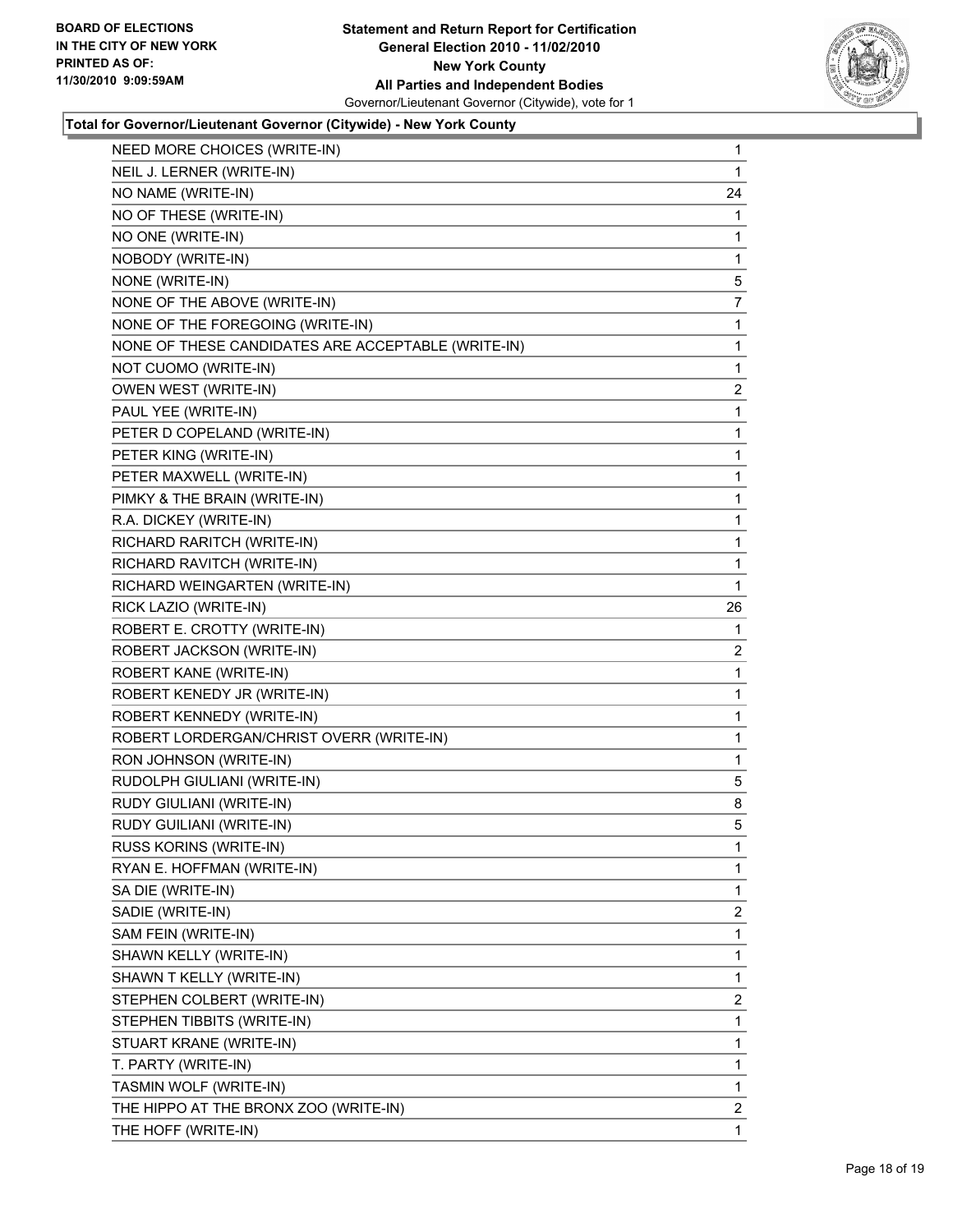**BOARD OF ELECTIONS IN THE CITY OF NEW YORK PRINTED AS OF: 11/30/2010 9:09:59AM**

**Statement and Return Report for Certification General Election 2010 - 11/02/2010 New York County All Parties and Independent Bodies**

Governor/Lieutenant Governor (Citywide), vote for 1

### Total for Governor/Lieutenant Governor (Citywide) - New York County

| | |
|---|---|
| NEED MORE CHOICES (WRITE-IN) | 1 |
| NEIL J. LERNER (WRITE-IN) | 1 |
| NO NAME (WRITE-IN) | 24 |
| NO OF THESE (WRITE-IN) | 1 |
| NO ONE (WRITE-IN) | 1 |
| NOBODY (WRITE-IN) | 1 |
| NONE (WRITE-IN) | 5 |
| NONE OF THE ABOVE (WRITE-IN) | 7 |
| NONE OF THE FOREGOING (WRITE-IN) | 1 |
| NONE OF THESE CANDIDATES ARE ACCEPTABLE (WRITE-IN) | 1 |
| NOT CUOMO (WRITE-IN) | 1 |
| OWEN WEST (WRITE-IN) | 2 |
| PAUL YEE (WRITE-IN) | 1 |
| PETER D COPELAND (WRITE-IN) | 1 |
| PETER KING (WRITE-IN) | 1 |
| PETER MAXWELL (WRITE-IN) | 1 |
| PIMKY & THE BRAIN (WRITE-IN) | 1 |
| R.A. DICKEY (WRITE-IN) | 1 |
| RICHARD RARITCH (WRITE-IN) | 1 |
| RICHARD RAVITCH (WRITE-IN) | 1 |
| RICHARD WEINGARTEN (WRITE-IN) | 1 |
| RICK LAZIO (WRITE-IN) | 26 |
| ROBERT E. CROTTY (WRITE-IN) | 1 |
| ROBERT JACKSON (WRITE-IN) | 2 |
| ROBERT KANE (WRITE-IN) | 1 |
| ROBERT KENEDY JR (WRITE-IN) | 1 |
| ROBERT KENNEDY (WRITE-IN) | 1 |
| ROBERT LORDERGAN/CHRIST OVERR (WRITE-IN) | 1 |
| RON JOHNSON (WRITE-IN) | 1 |
| RUDOLPH GIULIANI (WRITE-IN) | 5 |
| RUDY GIULIANI (WRITE-IN) | 8 |
| RUDY GUILIANI (WRITE-IN) | 5 |
| RUSS KORINS (WRITE-IN) | 1 |
| RYAN E. HOFFMAN (WRITE-IN) | 1 |
| SA DIE (WRITE-IN) | 1 |
| SADIE (WRITE-IN) | 2 |
| SAM FEIN (WRITE-IN) | 1 |
| SHAWN KELLY (WRITE-IN) | 1 |
| SHAWN T KELLY (WRITE-IN) | 1 |
| STEPHEN COLBERT (WRITE-IN) | 2 |
| STEPHEN TIBBITS (WRITE-IN) | 1 |
| STUART KRANE (WRITE-IN) | 1 |
| T. PARTY (WRITE-IN) | 1 |
| TASMIN WOLF (WRITE-IN) | 1 |
| THE HIPPO AT THE BRONX ZOO (WRITE-IN) | 2 |
| THE HOFF (WRITE-IN) | 1 |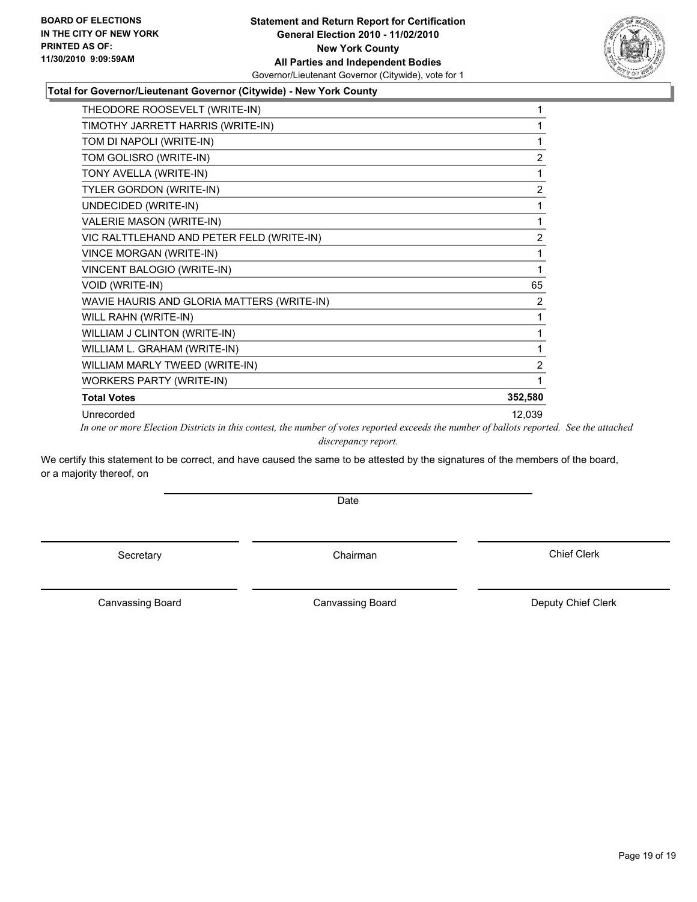**BOARD OF ELECTIONS IN THE CITY OF NEW YORK PRINTED AS OF: 11/30/2010 9:09:59AM**

**Statement and Return Report for Certification**
**General Election 2010 - 11/02/2010**
**New York County**
**All Parties and Independent Bodies**
Governor/Lieutenant Governor (Citywide), vote for 1

**Total for Governor/Lieutenant Governor (Citywide) - New York County**

| | |
|---|---|
| THEODORE ROOSEVELT (WRITE-IN) | 1 |
| TIMOTHY JARRETT HARRIS (WRITE-IN) | 1 |
| TOM DI NAPOLI (WRITE-IN) | 1 |
| TOM GOLISRO (WRITE-IN) | 2 |
| TONY AVELLA (WRITE-IN) | 1 |
| TYLER GORDON (WRITE-IN) | 2 |
| UNDECIDED (WRITE-IN) | 1 |
| VALERIE MASON (WRITE-IN) | 1 |
| VIC RALTTLEHAND AND PETER FELD (WRITE-IN) | 2 |
| VINCE MORGAN (WRITE-IN) | 1 |
| VINCENT BALOGIO (WRITE-IN) | 1 |
| VOID (WRITE-IN) | 65 |
| WAVIE HAURIS AND GLORIA MATTERS (WRITE-IN) | 2 |
| WILL RAHN (WRITE-IN) | 1 |
| WILLIAM J CLINTON (WRITE-IN) | 1 |
| WILLIAM L. GRAHAM (WRITE-IN) | 1 |
| WILLIAM MARLY TWEED (WRITE-IN) | 2 |
| WORKERS PARTY (WRITE-IN) | 1 |
| **Total Votes** | **352,580** |
| Unrecorded | 12,039 |

*In one or more Election Districts in this contest, the number of votes reported exceeds the number of ballots reported. See the attached discrepancy report.*

We certify this statement to be correct, and have caused the same to be attested by the signatures of the members of the board, or a majority thereof, on

Date

Secretary

Chairman

Chief Clerk

Canvassing Board

Canvassing Board

Deputy Chief Clerk